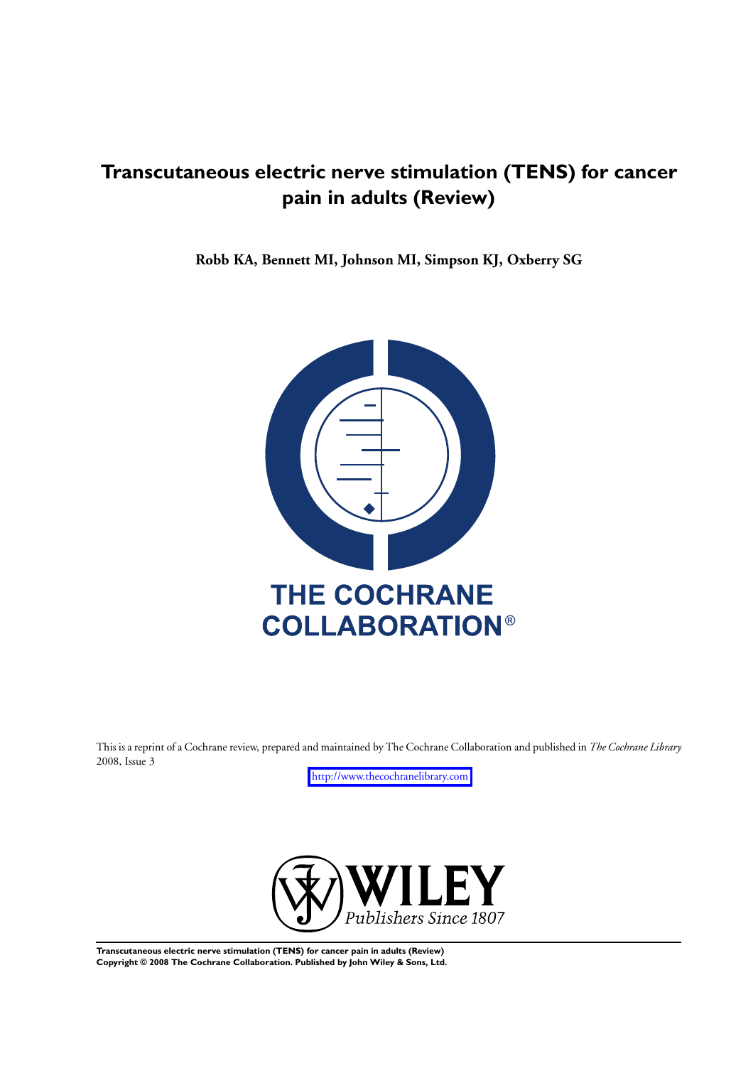# Transcutaneous electric nerve stimulation (TENS) for cancer pain in adults (Review)

**Robb KA, Bennett MI, Johnson MI, Simpson KJ, Oxberry SG**

THE COCHRANE COLLABORATION®

This is a reprint of a Cochrane review, prepared and maintained by The Cochrane Collaboration and published in *The Cochrane Library* 2008, Issue 3

http://www.thecochranelibrary.com

WILEY
*Publishers Since 1807*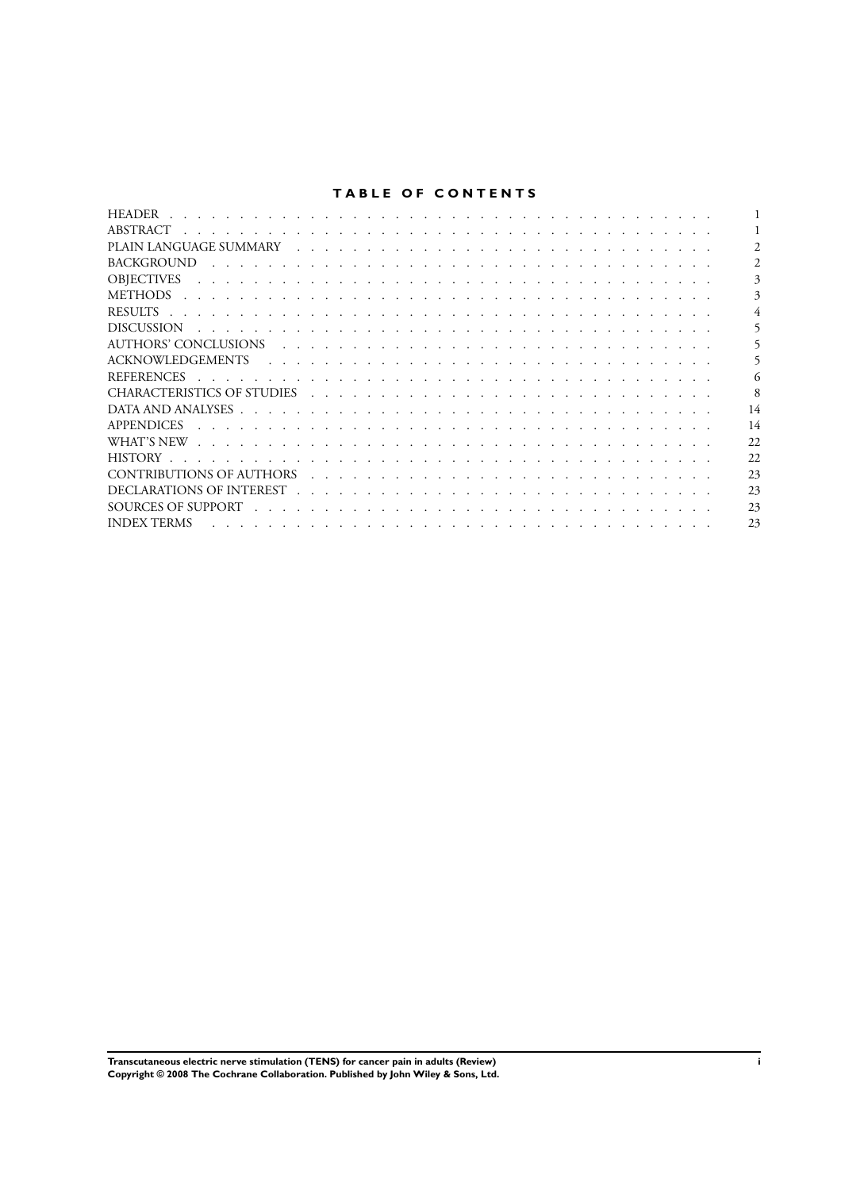# TABLE OF CONTENTS

| | |
|---|---|
| HEADER | 1 |
| ABSTRACT | 1 |
| PLAIN LANGUAGE SUMMARY | 2 |
| BACKGROUND | 2 |
| OBJECTIVES | 3 |
| METHODS | 3 |
| RESULTS | 4 |
| DISCUSSION | 5 |
| AUTHORS' CONCLUSIONS | 5 |
| ACKNOWLEDGEMENTS | 5 |
| REFERENCES | 6 |
| CHARACTERISTICS OF STUDIES | 8 |
| DATA AND ANALYSES | 14 |
| APPENDICES | 14 |
| WHAT'S NEW | 22 |
| HISTORY | 22 |
| CONTRIBUTIONS OF AUTHORS | 23 |
| DECLARATIONS OF INTEREST | 23 |
| SOURCES OF SUPPORT | 23 |
| INDEX TERMS | 23 |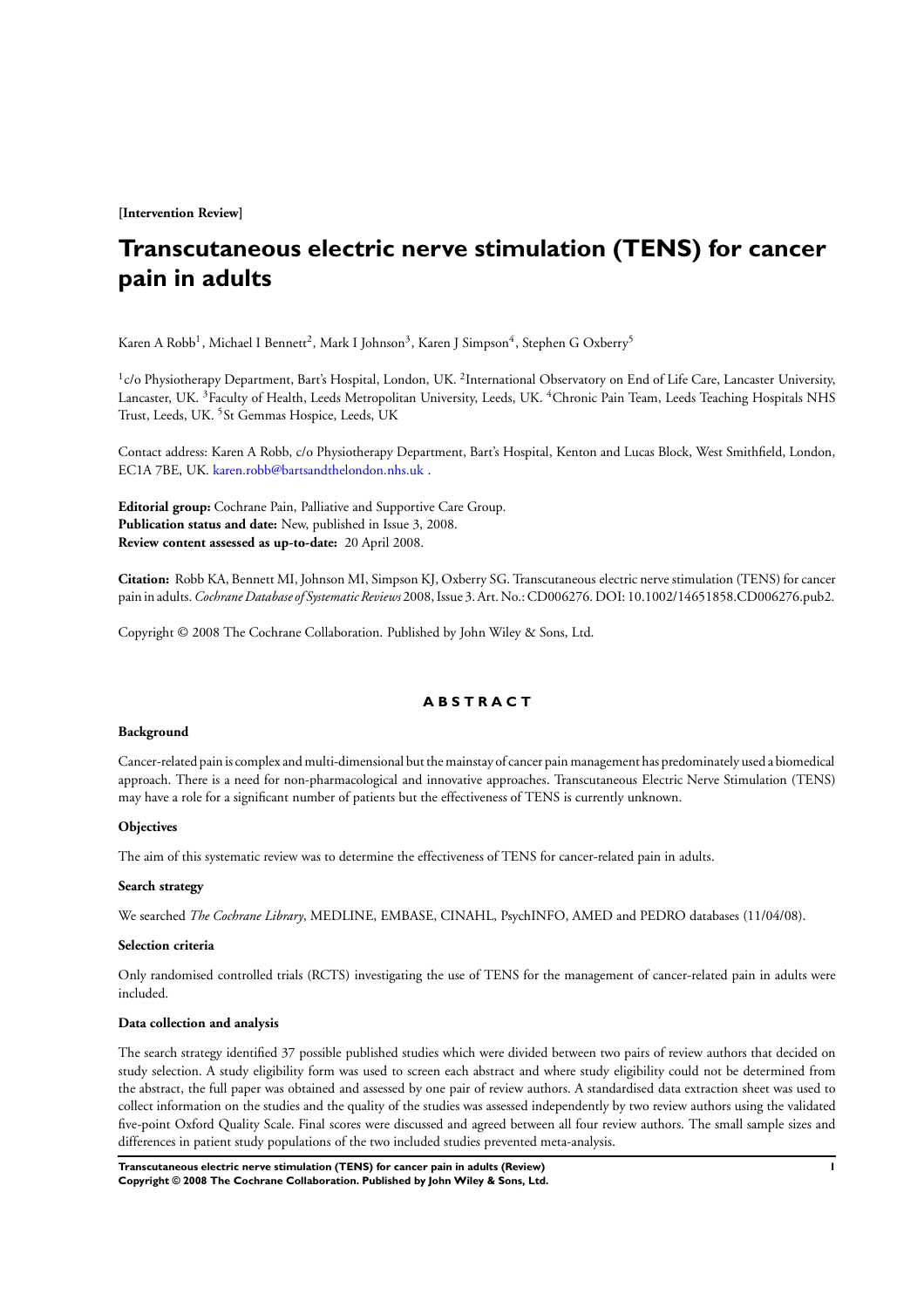**[Intervention Review]**

# Transcutaneous electric nerve stimulation (TENS) for cancer pain in adults

Karen A Robb[1], Michael I Bennett[2], Mark I Johnson[3], Karen J Simpson[4], Stephen G Oxberry[5]

[1]c/o Physiotherapy Department, Bart's Hospital, London, UK. [2]International Observatory on End of Life Care, Lancaster University, Lancaster, UK. [3]Faculty of Health, Leeds Metropolitan University, Leeds, UK. [4]Chronic Pain Team, Leeds Teaching Hospitals NHS Trust, Leeds, UK. [5]St Gemmas Hospice, Leeds, UK

Contact address: Karen A Robb, c/o Physiotherapy Department, Bart's Hospital, Kenton and Lucas Block, West Smithfield, London, EC1A 7BE, UK. karen.robb@bartsandthelondon.nhs.uk .

**Editorial group:** Cochrane Pain, Palliative and Supportive Care Group.
**Publication status and date:** New, published in Issue 3, 2008.
**Review content assessed as up-to-date:** 20 April 2008.

**Citation:** Robb KA, Bennett MI, Johnson MI, Simpson KJ, Oxberry SG. Transcutaneous electric nerve stimulation (TENS) for cancer pain in adults. *Cochrane Database of Systematic Reviews* 2008, Issue 3. Art. No.: CD006276. DOI: 10.1002/14651858.CD006276.pub2.

Copyright © 2008 The Cochrane Collaboration. Published by John Wiley & Sons, Ltd.

## ABSTRACT

### Background

Cancer-related pain is complex and multi-dimensional but the mainstay of cancer pain management has predominately used a biomedical approach. There is a need for non-pharmacological and innovative approaches. Transcutaneous Electric Nerve Stimulation (TENS) may have a role for a significant number of patients but the effectiveness of TENS is currently unknown.

### Objectives

The aim of this systematic review was to determine the effectiveness of TENS for cancer-related pain in adults.

### Search strategy

We searched *The Cochrane Library*, MEDLINE, EMBASE, CINAHL, PsychINFO, AMED and PEDRO databases (11/04/08).

### Selection criteria

Only randomised controlled trials (RCTS) investigating the use of TENS for the management of cancer-related pain in adults were included.

### Data collection and analysis

The search strategy identified 37 possible published studies which were divided between two pairs of review authors that decided on study selection. A study eligibility form was used to screen each abstract and where study eligibility could not be determined from the abstract, the full paper was obtained and assessed by one pair of review authors. A standardised data extraction sheet was used to collect information on the studies and the quality of the studies was assessed independently by two review authors using the validated five-point Oxford Quality Scale. Final scores were discussed and agreed between all four review authors. The small sample sizes and differences in patient study populations of the two included studies prevented meta-analysis.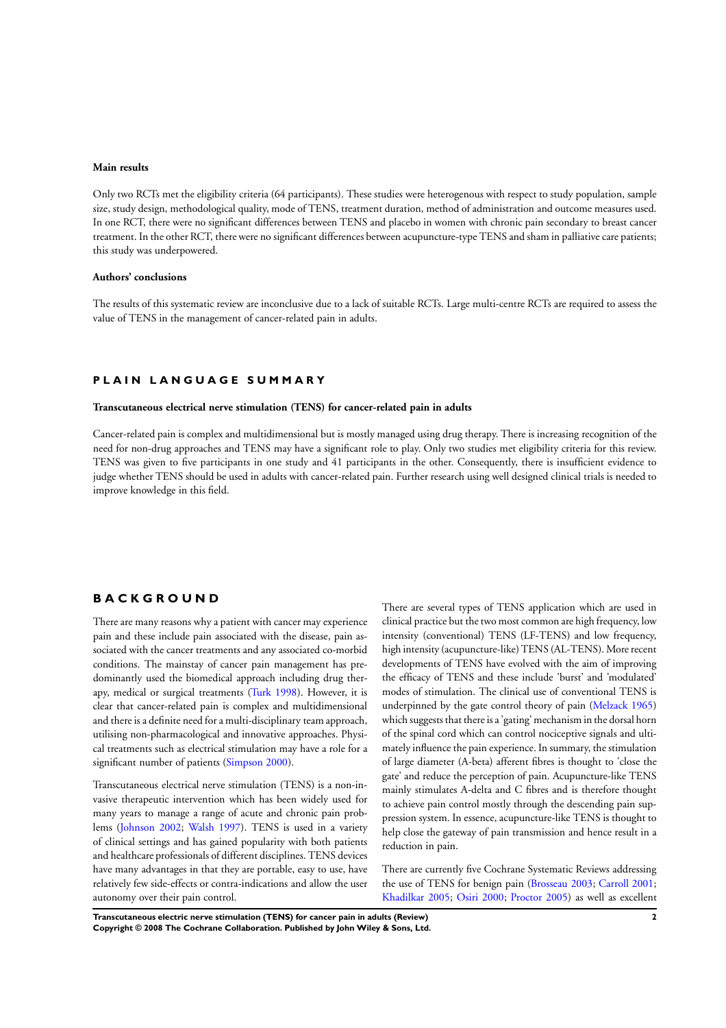#### Main results

Only two RCTs met the eligibility criteria (64 participants). These studies were heterogenous with respect to study population, sample size, study design, methodological quality, mode of TENS, treatment duration, method of administration and outcome measures used. In one RCT, there were no significant differences between TENS and placebo in women with chronic pain secondary to breast cancer treatment. In the other RCT, there were no significant differences between acupuncture-type TENS and sham in palliative care patients; this study was underpowered.

#### Authors' conclusions

The results of this systematic review are inconclusive due to a lack of suitable RCTs. Large multi-centre RCTs are required to assess the value of TENS in the management of cancer-related pain in adults.

## PLAIN LANGUAGE SUMMARY

#### Transcutaneous electrical nerve stimulation (TENS) for cancer-related pain in adults

Cancer-related pain is complex and multidimensional but is mostly managed using drug therapy. There is increasing recognition of the need for non-drug approaches and TENS may have a significant role to play. Only two studies met eligibility criteria for this review. TENS was given to five participants in one study and 41 participants in the other. Consequently, there is insufficient evidence to judge whether TENS should be used in adults with cancer-related pain. Further research using well designed clinical trials is needed to improve knowledge in this field.

## BACKGROUND

There are many reasons why a patient with cancer may experience pain and these include pain associated with the disease, pain associated with the cancer treatments and any associated co-morbid conditions. The mainstay of cancer pain management has predominantly used the biomedical approach including drug therapy, medical or surgical treatments (Turk 1998). However, it is clear that cancer-related pain is complex and multidimensional and there is a definite need for a multi-disciplinary team approach, utilising non-pharmacological and innovative approaches. Physical treatments such as electrical stimulation may have a role for a significant number of patients (Simpson 2000).

Transcutaneous electrical nerve stimulation (TENS) is a non-invasive therapeutic intervention which has been widely used for many years to manage a range of acute and chronic pain problems (Johnson 2002; Walsh 1997). TENS is used in a variety of clinical settings and has gained popularity with both patients and healthcare professionals of different disciplines. TENS devices have many advantages in that they are portable, easy to use, have relatively few side-effects or contra-indications and allow the user autonomy over their pain control.

There are several types of TENS application which are used in clinical practice but the two most common are high frequency, low intensity (conventional) TENS (LF-TENS) and low frequency, high intensity (acupuncture-like) TENS (AL-TENS). More recent developments of TENS have evolved with the aim of improving the efficacy of TENS and these include 'burst' and 'modulated' modes of stimulation. The clinical use of conventional TENS is underpinned by the gate control theory of pain (Melzack 1965) which suggests that there is a 'gating' mechanism in the dorsal horn of the spinal cord which can control nociceptive signals and ultimately influence the pain experience. In summary, the stimulation of large diameter (A-beta) afferent fibres is thought to 'close the gate' and reduce the perception of pain. Acupuncture-like TENS mainly stimulates A-delta and C fibres and is therefore thought to achieve pain control mostly through the descending pain suppression system. In essence, acupuncture-like TENS is thought to help close the gateway of pain transmission and hence result in a reduction in pain.

There are currently five Cochrane Systematic Reviews addressing the use of TENS for benign pain (Brosseau 2003; Carroll 2001; Khadilkar 2005; Osiri 2000; Proctor 2005) as well as excellent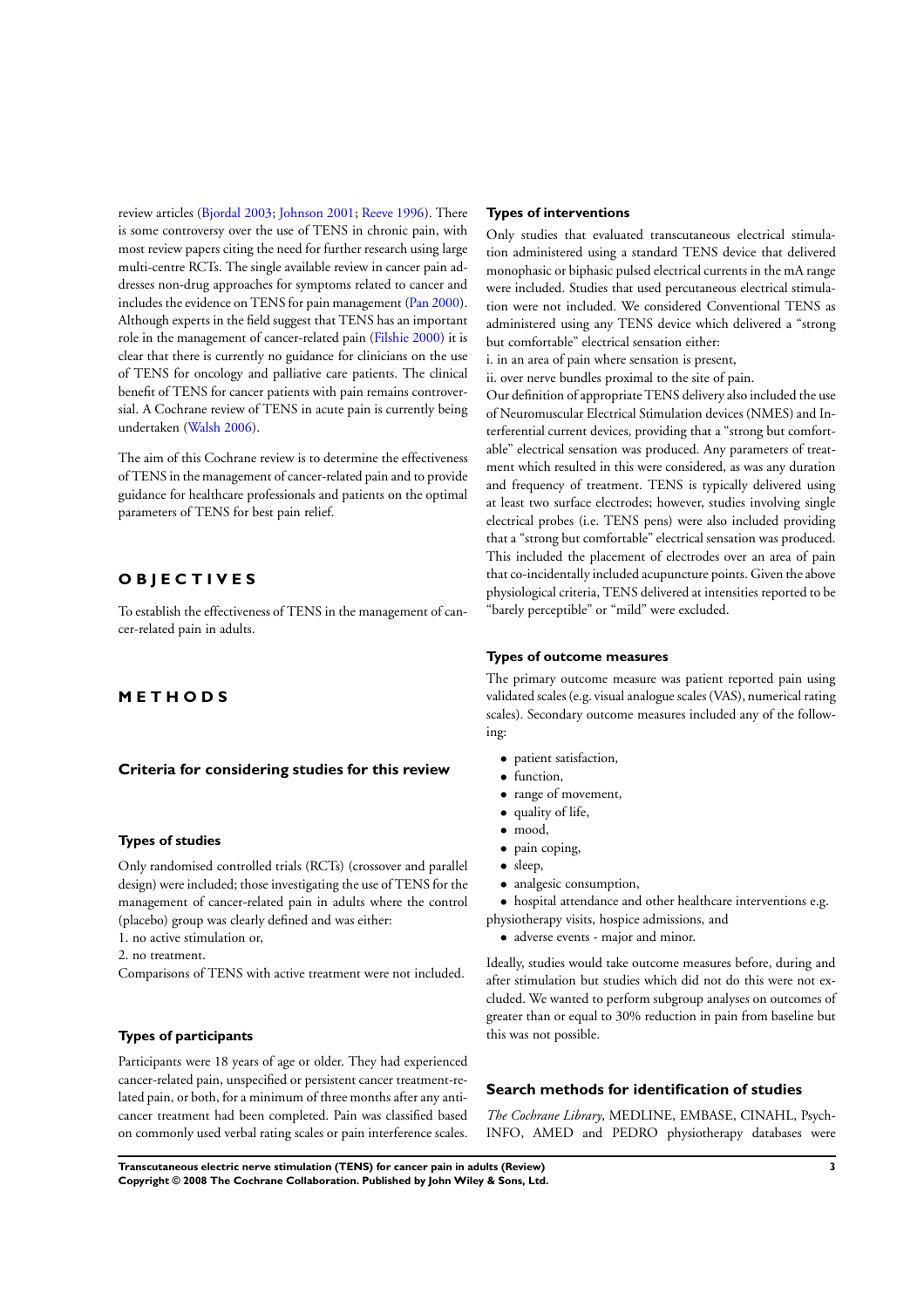review articles (Bjordal 2003; Johnson 2001; Reeve 1996). There is some controversy over the use of TENS in chronic pain, with most review papers citing the need for further research using large multi-centre RCTs. The single available review in cancer pain addresses non-drug approaches for symptoms related to cancer and includes the evidence on TENS for pain management (Pan 2000). Although experts in the field suggest that TENS has an important role in the management of cancer-related pain (Filshie 2000) it is clear that there is currently no guidance for clinicians on the use of TENS for oncology and palliative care patients. The clinical benefit of TENS for cancer patients with pain remains controversial. A Cochrane review of TENS in acute pain is currently being undertaken (Walsh 2006).

The aim of this Cochrane review is to determine the effectiveness of TENS in the management of cancer-related pain and to provide guidance for healthcare professionals and patients on the optimal parameters of TENS for best pain relief.

# OBJECTIVES

To establish the effectiveness of TENS in the management of cancer-related pain in adults.

# METHODS

## Criteria for considering studies for this review

### Types of studies

Only randomised controlled trials (RCTs) (crossover and parallel design) were included; those investigating the use of TENS for the management of cancer-related pain in adults where the control (placebo) group was clearly defined and was either:

1. no active stimulation or,
2. no treatment.

Comparisons of TENS with active treatment were not included.

### Types of participants

Participants were 18 years of age or older. They had experienced cancer-related pain, unspecified or persistent cancer treatment-related pain, or both, for a minimum of three months after any anti-cancer treatment had been completed. Pain was classified based on commonly used verbal rating scales or pain interference scales.

### Types of interventions

Only studies that evaluated transcutaneous electrical stimulation administered using a standard TENS device that delivered monophasic or biphasic pulsed electrical currents in the mA range were included. Studies that used percutaneous electrical stimulation were not included. We considered Conventional TENS as administered using any TENS device which delivered a "strong but comfortable" electrical sensation either:

i. in an area of pain where sensation is present,

ii. over nerve bundles proximal to the site of pain.

Our definition of appropriate TENS delivery also included the use of Neuromuscular Electrical Stimulation devices (NMES) and Interferential current devices, providing that a "strong but comfortable" electrical sensation was produced. Any parameters of treatment which resulted in this were considered, as was any duration and frequency of treatment. TENS is typically delivered using at least two surface electrodes; however, studies involving single electrical probes (i.e. TENS pens) were also included providing that a "strong but comfortable" electrical sensation was produced. This included the placement of electrodes over an area of pain that co-incidentally included acupuncture points. Given the above physiological criteria, TENS delivered at intensities reported to be "barely perceptible" or "mild" were excluded.

### Types of outcome measures

The primary outcome measure was patient reported pain using validated scales (e.g. visual analogue scales (VAS), numerical rating scales). Secondary outcome measures included any of the following:

- patient satisfaction,
- function,
- range of movement,
- quality of life,
- mood,
- pain coping,
- sleep,
- analgesic consumption,
- hospital attendance and other healthcare interventions e.g. physiotherapy visits, hospice admissions, and
- adverse events - major and minor.

Ideally, studies would take outcome measures before, during and after stimulation but studies which did not do this were not excluded. We wanted to perform subgroup analyses on outcomes of greater than or equal to 30% reduction in pain from baseline but this was not possible.

## Search methods for identification of studies

*The Cochrane Library*, MEDLINE, EMBASE, CINAHL, PsychINFO, AMED and PEDRO physiotherapy databases were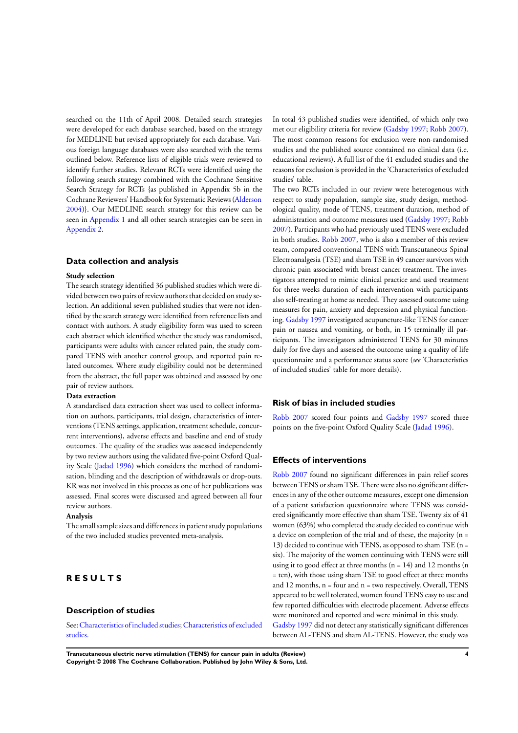searched on the 11th of April 2008. Detailed search strategies were developed for each database searched, based on the strategy for MEDLINE but revised appropriately for each database. Various foreign language databases were also searched with the terms outlined below. Reference lists of eligible trials were reviewed to identify further studies. Relevant RCTs were identified using the following search strategy combined with the Cochrane Sensitive Search Strategy for RCTs {as published in Appendix 5b in the Cochrane Reviewers' Handbook for Systematic Reviews (Alderson 2004)}. Our MEDLINE search strategy for this review can be seen in Appendix 1 and all other search strategies can be seen in Appendix 2.

## Data collection and analysis

**Study selection**

The search strategy identified 36 published studies which were divided between two pairs of review authors that decided on study selection. An additional seven published studies that were not identified by the search strategy were identified from reference lists and contact with authors. A study eligibility form was used to screen each abstract which identified whether the study was randomised, participants were adults with cancer related pain, the study compared TENS with another control group, and reported pain related outcomes. Where study eligibility could not be determined from the abstract, the full paper was obtained and assessed by one pair of review authors.

**Data extraction**

A standardised data extraction sheet was used to collect information on authors, participants, trial design, characteristics of interventions (TENS settings, application, treatment schedule, concurrent interventions), adverse effects and baseline and end of study outcomes. The quality of the studies was assessed independently by two review authors using the validated five-point Oxford Quality Scale (Jadad 1996) which considers the method of randomisation, blinding and the description of withdrawals or drop-outs. KR was not involved in this process as one of her publications was assessed. Final scores were discussed and agreed between all four review authors.

**Analysis**

The small sample sizes and differences in patient study populations of the two included studies prevented meta-analysis.

# RESULTS

## Description of studies

See: Characteristics of included studies; Characteristics of excluded studies.

In total 43 published studies were identified, of which only two met our eligibility criteria for review (Gadsby 1997; Robb 2007). The most common reasons for exclusion were non-randomised studies and the published source contained no clinical data (i.e. educational reviews). A full list of the 41 excluded studies and the reasons for exclusion is provided in the 'Characteristics of excluded studies' table.

The two RCTs included in our review were heterogenous with respect to study population, sample size, study design, methodological quality, mode of TENS, treatment duration, method of administration and outcome measures used (Gadsby 1997; Robb 2007). Participants who had previously used TENS were excluded in both studies. Robb 2007, who is also a member of this review team, compared conventional TENS with Transcutaneous Spinal Electroanalgesia (TSE) and sham TSE in 49 cancer survivors with chronic pain associated with breast cancer treatment. The investigators attempted to mimic clinical practice and used treatment for three weeks duration of each intervention with participants also self-treating at home as needed. They assessed outcome using measures for pain, anxiety and depression and physical functioning. Gadsby 1997 investigated acupuncture-like TENS for cancer pain or nausea and vomiting, or both, in 15 terminally ill participants. The investigators administered TENS for 30 minutes daily for five days and assessed the outcome using a quality of life questionnaire and a performance status score (*see* 'Characteristics of included studies' table for more details).

## Risk of bias in included studies

Robb 2007 scored four points and Gadsby 1997 scored three points on the five-point Oxford Quality Scale (Jadad 1996).

## Effects of interventions

Robb 2007 found no significant differences in pain relief scores between TENS or sham TSE. There were also no significant differences in any of the other outcome measures, except one domain of a patient satisfaction questionnaire where TENS was considered significantly more effective than sham TSE. Twenty six of 41 women (63%) who completed the study decided to continue with a device on completion of the trial and of these, the majority (n = 13) decided to continue with TENS, as opposed to sham TSE (n = six). The majority of the women continuing with TENS were still using it to good effect at three months (n = 14) and 12 months (n = ten), with those using sham TSE to good effect at three months and 12 months, n = four and n = two respectively. Overall, TENS appeared to be well tolerated, women found TENS easy to use and few reported difficulties with electrode placement. Adverse effects were monitored and reported and were minimal in this study.

Gadsby 1997 did not detect any statistically significant differences between AL-TENS and sham AL-TENS. However, the study was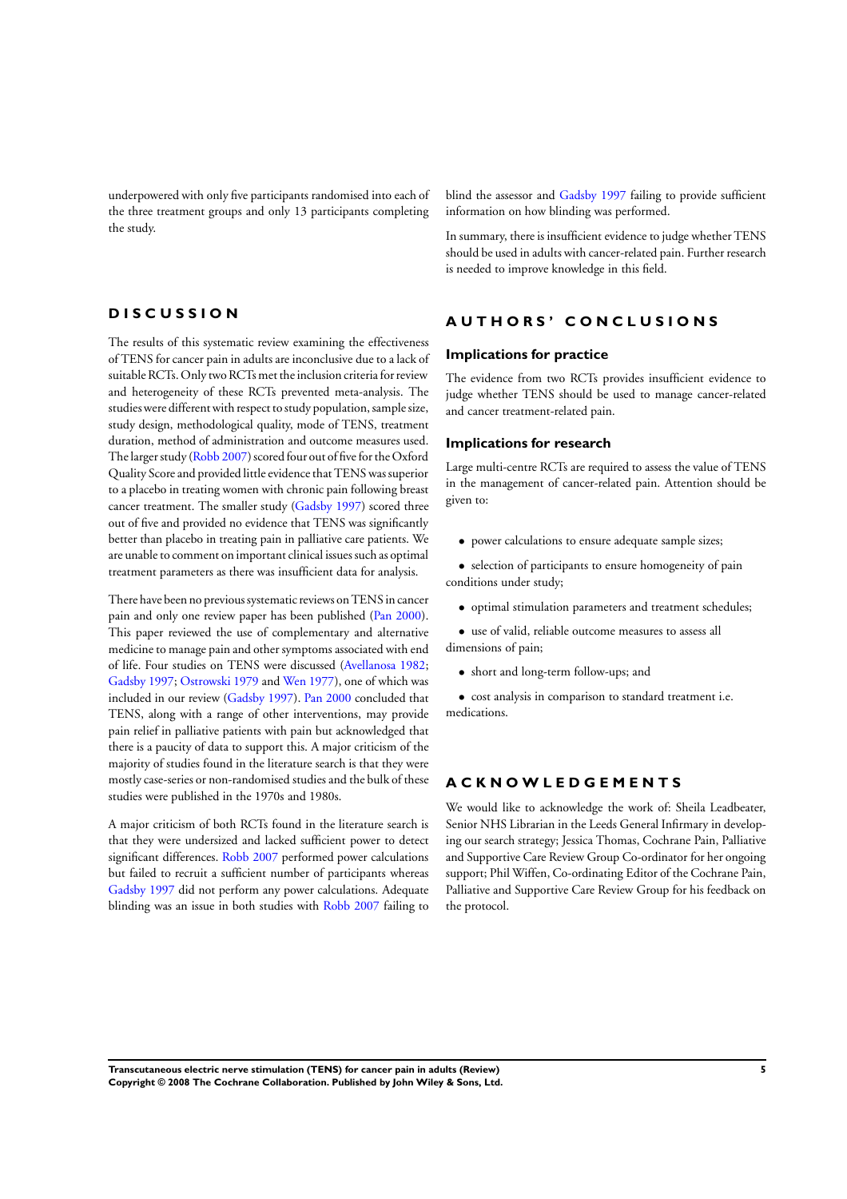underpowered with only five participants randomised into each of the three treatment groups and only 13 participants completing the study.

# DISCUSSION

The results of this systematic review examining the effectiveness of TENS for cancer pain in adults are inconclusive due to a lack of suitable RCTs. Only two RCTs met the inclusion criteria for review and heterogeneity of these RCTs prevented meta-analysis. The studies were different with respect to study population, sample size, study design, methodological quality, mode of TENS, treatment duration, method of administration and outcome measures used. The larger study (Robb 2007) scored four out of five for the Oxford Quality Score and provided little evidence that TENS was superior to a placebo in treating women with chronic pain following breast cancer treatment. The smaller study (Gadsby 1997) scored three out of five and provided no evidence that TENS was significantly better than placebo in treating pain in palliative care patients. We are unable to comment on important clinical issues such as optimal treatment parameters as there was insufficient data for analysis.

There have been no previous systematic reviews on TENS in cancer pain and only one review paper has been published (Pan 2000). This paper reviewed the use of complementary and alternative medicine to manage pain and other symptoms associated with end of life. Four studies on TENS were discussed (Avellanosa 1982; Gadsby 1997; Ostrowski 1979 and Wen 1977), one of which was included in our review (Gadsby 1997). Pan 2000 concluded that TENS, along with a range of other interventions, may provide pain relief in palliative patients with pain but acknowledged that there is a paucity of data to support this. A major criticism of the majority of studies found in the literature search is that they were mostly case-series or non-randomised studies and the bulk of these studies were published in the 1970s and 1980s.

A major criticism of both RCTs found in the literature search is that they were undersized and lacked sufficient power to detect significant differences. Robb 2007 performed power calculations but failed to recruit a sufficient number of participants whereas Gadsby 1997 did not perform any power calculations. Adequate blinding was an issue in both studies with Robb 2007 failing to blind the assessor and Gadsby 1997 failing to provide sufficient information on how blinding was performed.

In summary, there is insufficient evidence to judge whether TENS should be used in adults with cancer-related pain. Further research is needed to improve knowledge in this field.

# AUTHORS' CONCLUSIONS

## Implications for practice

The evidence from two RCTs provides insufficient evidence to judge whether TENS should be used to manage cancer-related and cancer treatment-related pain.

## Implications for research

Large multi-centre RCTs are required to assess the value of TENS in the management of cancer-related pain. Attention should be given to:

- power calculations to ensure adequate sample sizes;
- selection of participants to ensure homogeneity of pain conditions under study;
- optimal stimulation parameters and treatment schedules;
- use of valid, reliable outcome measures to assess all dimensions of pain;
- short and long-term follow-ups; and
- cost analysis in comparison to standard treatment i.e. medications.

# ACKNOWLEDGEMENTS

We would like to acknowledge the work of: Sheila Leadbeater, Senior NHS Librarian in the Leeds General Infirmary in developing our search strategy; Jessica Thomas, Cochrane Pain, Palliative and Supportive Care Review Group Co-ordinator for her ongoing support; Phil Wiffen, Co-ordinating Editor of the Cochrane Pain, Palliative and Supportive Care Review Group for his feedback on the protocol.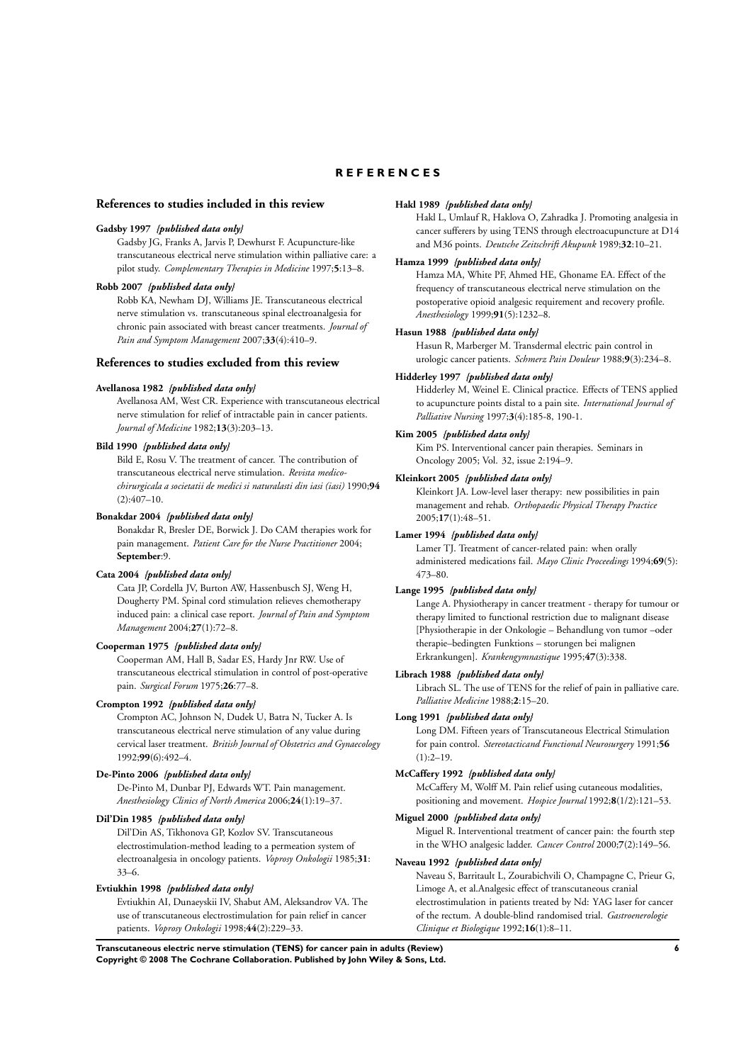# REFERENCES

## References to studies included in this review

**Gadsby 1997** *{published data only}*

Gadsby JG, Franks A, Jarvis P, Dewhurst F. Acupuncture-like transcutaneous electrical nerve stimulation within palliative care: a pilot study. *Complementary Therapies in Medicine* 1997;**5**:13–8.

**Robb 2007** *{published data only}*

Robb KA, Newham DJ, Williams JE. Transcutaneous electrical nerve stimulation vs. transcutaneous spinal electroanalgesia for chronic pain associated with breast cancer treatments. *Journal of Pain and Symptom Management* 2007;**33**(4):410–9.

## References to studies excluded from this review

**Avellanosa 1982** *{published data only}*

Avellanosa AM, West CR. Experience with transcutaneous electrical nerve stimulation for relief of intractable pain in cancer patients. *Journal of Medicine* 1982;**13**(3):203–13.

**Bild 1990** *{published data only}*

Bild E, Rosu V. The treatment of cancer. The contribution of transcutaneous electrical nerve stimulation. *Revista medico-chirurgicala a societatii de medici si naturalasti din iasi (iasi)* 1990;**94** (2):407–10.

**Bonakdar 2004** *{published data only}*

Bonakdar R, Bresler DE, Borwick J. Do CAM therapies work for pain management. *Patient Care for the Nurse Practitioner* 2004; **September**:9.

**Cata 2004** *{published data only}*

Cata JP, Cordella JV, Burton AW, Hassenbusch SJ, Weng H, Dougherty PM. Spinal cord stimulation relieves chemotherapy induced pain: a clinical case report. *Journal of Pain and Symptom Management* 2004;**27**(1):72–8.

**Cooperman 1975** *{published data only}*

Cooperman AM, Hall B, Sadar ES, Hardy Jnr RW. Use of transcutaneous electrical stimulation in control of post-operative pain. *Surgical Forum* 1975;**26**:77–8.

**Crompton 1992** *{published data only}*

Crompton AC, Johnson N, Dudek U, Batra N, Tucker A. Is transcutaneous electrical nerve stimulation of any value during cervical laser treatment. *British Journal of Obstetrics and Gynaecology* 1992;**99**(6):492–4.

**De-Pinto 2006** *{published data only}*

De-Pinto M, Dunbar PJ, Edwards WT. Pain management. *Anesthesiology Clinics of North America* 2006;**24**(1):19–37.

**Dil'Din 1985** *{published data only}*

Dil'Din AS, Tikhonova GP, Kozlov SV. Transcutaneous electrostimulation-method leading to a permeation system of electroanalgesia in oncology patients. *Voprosy Onkologii* 1985;**31**: 33–6.

**Evtiukhin 1998** *{published data only}*

Evtiukhin AI, Dunaeyskii IV, Shabut AM, Aleksandrov VA. The use of transcutaneous electrostimulation for pain relief in cancer patients. *Voprosy Onkologii* 1998;**44**(2):229–33.

**Hakl 1989** *{published data only}*

Hakl L, Umlauf R, Haklova O, Zahradka J. Promoting analgesia in cancer sufferers by using TENS through electroacupuncture at D14 and M36 points. *Deutsche Zeitschrift Akupunk* 1989;**32**:10–21.

**Hamza 1999** *{published data only}*

Hamza MA, White PF, Ahmed HE, Ghoname EA. Effect of the frequency of transcutaneous electrical nerve stimulation on the postoperative opioid analgesic requirement and recovery profile. *Anesthesiology* 1999;**91**(5):1232–8.

**Hasun 1988** *{published data only}*

Hasun R, Marberger M. Transdermal electric pain control in urologic cancer patients. *Schmerz Pain Douleur* 1988;**9**(3):234–8.

**Hidderley 1997** *{published data only}*

Hidderley M, Weinel E. Clinical practice. Effects of TENS applied to acupuncture points distal to a pain site. *International Journal of Palliative Nursing* 1997;**3**(4):185-8, 190-1.

**Kim 2005** *{published data only}*

Kim PS. Interventional cancer pain therapies. Seminars in Oncology 2005; Vol. 32, issue 2:194–9.

**Kleinkort 2005** *{published data only}*

Kleinkort JA. Low-level laser therapy: new possibilities in pain management and rehab. *Orthopaedic Physical Therapy Practice* 2005;**17**(1):48–51.

**Lamer 1994** *{published data only}*

Lamer TJ. Treatment of cancer-related pain: when orally administered medications fail. *Mayo Clinic Proceedings* 1994;**69**(5): 473–80.

**Lange 1995** *{published data only}*

Lange A. Physiotherapy in cancer treatment - therapy for tumour or therapy limited to functional restriction due to malignant disease [Physiotherapie in der Onkologie – Behandlung von tumor –oder therapie–bedingten Funktions – storungen bei malignen Erkrankungen]. *Krankengymnastique* 1995;**47**(3):338.

**Librach 1988** *{published data only}*

Librach SL. The use of TENS for the relief of pain in palliative care. *Palliative Medicine* 1988;**2**:15–20.

**Long 1991** *{published data only}*

Long DM. Fifteen years of Transcutaneous Electrical Stimulation for pain control. *Stereotacticand Functional Neurosurgery* 1991;**56** (1):2–19.

**McCaffery 1992** *{published data only}*

McCaffery M, Wolff M. Pain relief using cutaneous modalities, positioning and movement. *Hospice Journal* 1992;**8**(1/2):121–53.

**Miguel 2000** *{published data only}*

Miguel R. Interventional treatment of cancer pain: the fourth step in the WHO analgesic ladder. *Cancer Control* 2000;**7**(2):149–56.

**Naveau 1992** *{published data only}*

Naveau S, Barritault L, Zourabichvili O, Champagne C, Prieur G, Limoge A, et al.Analgesic effect of transcutaneous cranial electrostimulation in patients treated by Nd: YAG laser for cancer of the rectum. A double-blind randomised trial. *Gastroenerologie Clinique et Biologique* 1992;**16**(1):8–11.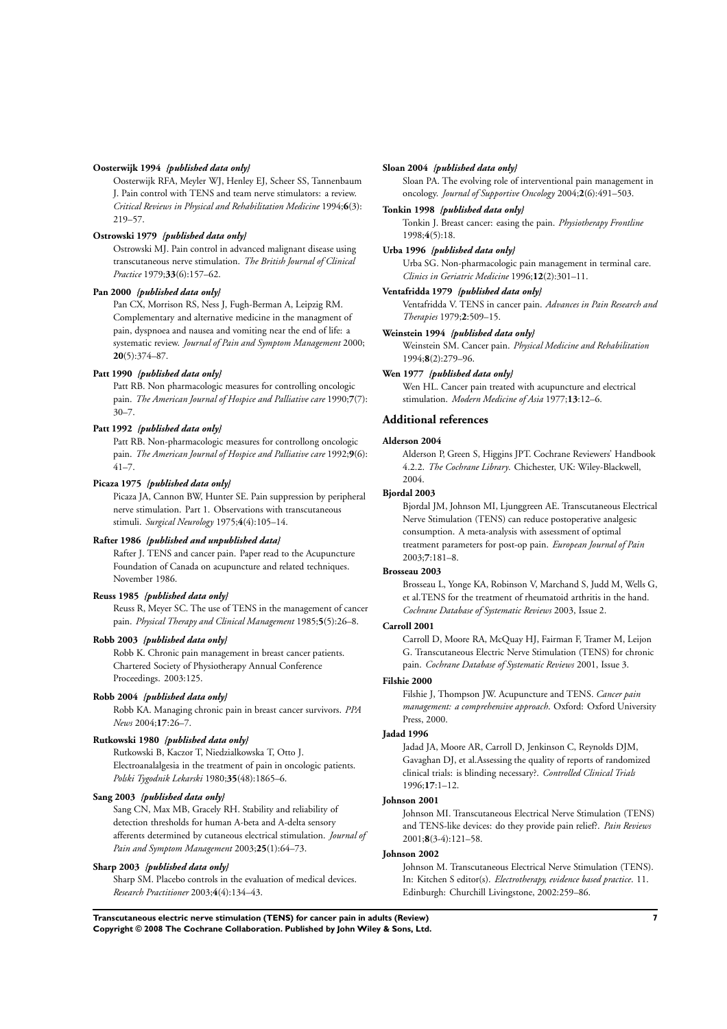**Oosterwijk 1994** *{published data only}*

Oosterwijk RFA, Meyler WJ, Henley EJ, Scheer SS, Tannenbaum J. Pain control with TENS and team nerve stimulators: a review. *Critical Reviews in Physical and Rehabilitation Medicine* 1994;**6**(3): 219–57.

**Ostrowski 1979** *{published data only}*

Ostrowski MJ. Pain control in advanced malignant disease using transcutaneous nerve stimulation. *The British Journal of Clinical Practice* 1979;**33**(6):157–62.

**Pan 2000** *{published data only}*

Pan CX, Morrison RS, Ness J, Fugh-Berman A, Leipzig RM. Complementary and alternative medicine in the managment of pain, dyspnoea and nausea and vomiting near the end of life: a systematic review. *Journal of Pain and Symptom Management* 2000; **20**(5):374–87.

**Patt 1990** *{published data only}*

Patt RB. Non pharmacologic measures for controlling oncologic pain. *The American Journal of Hospice and Palliative care* 1990;**7**(7): 30–7.

**Patt 1992** *{published data only}*

Patt RB. Non-pharmacologic measures for controllong oncologic pain. *The American Journal of Hospice and Palliative care* 1992;**9**(6): 41–7.

**Picaza 1975** *{published data only}*

Picaza JA, Cannon BW, Hunter SE. Pain suppression by peripheral nerve stimulation. Part 1. Observations with transcutaneous stimuli. *Surgical Neurology* 1975;**4**(4):105–14.

**Rafter 1986** *{published and unpublished data}*

Rafter J. TENS and cancer pain. Paper read to the Acupuncture Foundation of Canada on acupuncture and related techniques. November 1986.

**Reuss 1985** *{published data only}*

Reuss R, Meyer SC. The use of TENS in the management of cancer pain. *Physical Therapy and Clinical Management* 1985;**5**(5):26–8.

**Robb 2003** *{published data only}*

Robb K. Chronic pain management in breast cancer patients. Chartered Society of Physiotherapy Annual Conference Proceedings. 2003:125.

**Robb 2004** *{published data only}*

Robb KA. Managing chronic pain in breast cancer survivors. *PPA News* 2004;**17**:26–7.

**Rutkowski 1980** *{published data only}*

Rutkowski B, Kaczor T, Niedzialkowska T, Otto J. Electroanalalgesia in the treatment of pain in oncologic patients. *Polski Tygodnik Lekarski* 1980;**35**(48):1865–6.

**Sang 2003** *{published data only}*

Sang CN, Max MB, Gracely RH. Stability and reliability of detection thresholds for human A-beta and A-delta sensory afferents determined by cutaneous electrical stimulation. *Journal of Pain and Symptom Management* 2003;**25**(1):64–73.

**Sharp 2003** *{published data only}*

Sharp SM. Placebo controls in the evaluation of medical devices. *Research Practitioner* 2003;**4**(4):134–43.

**Sloan 2004** *{published data only}*

Sloan PA. The evolving role of interventional pain management in oncology. *Journal of Supportive Oncology* 2004;**2**(6):491–503.

**Tonkin 1998** *{published data only}*

Tonkin J. Breast cancer: easing the pain. *Physiotherapy Frontline* 1998;**4**(5):18.

**Urba 1996** *{published data only}*

Urba SG. Non-pharmacologic pain management in terminal care. *Clinics in Geriatric Medicine* 1996;**12**(2):301–11.

**Ventafridda 1979** *{published data only}*

Ventafridda V. TENS in cancer pain. *Advances in Pain Research and Therapies* 1979;**2**:509–15.

**Weinstein 1994** *{published data only}*

Weinstein SM. Cancer pain. *Physical Medicine and Rehabilitation* 1994;**8**(2):279–96.

**Wen 1977** *{published data only}*

Wen HL. Cancer pain treated with acupuncture and electrical stimulation. *Modern Medicine of Asia* 1977;**13**:12–6.

## Additional references

**Alderson 2004**

Alderson P, Green S, Higgins JPT. Cochrane Reviewers' Handbook 4.2.2. *The Cochrane Library*. Chichester, UK: Wiley-Blackwell, 2004.

**Bjordal 2003**

Bjordal JM, Johnson MI, Ljunggreen AE. Transcutaneous Electrical Nerve Stimulation (TENS) can reduce postoperative analgesic consumption. A meta-analysis with assessment of optimal treatment parameters for post-op pain. *European Journal of Pain* 2003;**7**:181–8.

**Brosseau 2003**

Brosseau L, Yonge KA, Robinson V, Marchand S, Judd M, Wells G, et al.TENS for the treatment of rheumatoid arthritis in the hand. *Cochrane Database of Systematic Reviews* 2003, Issue 2.

**Carroll 2001**

Carroll D, Moore RA, McQuay HJ, Fairman F, Tramer M, Leijon G. Transcutaneous Electric Nerve Stimulation (TENS) for chronic pain. *Cochrane Database of Systematic Reviews* 2001, Issue 3.

**Filshie 2000**

Filshie J, Thompson JW. Acupuncture and TENS. *Cancer pain management: a comprehensive approach*. Oxford: Oxford University Press, 2000.

**Jadad 1996**

Jadad JA, Moore AR, Carroll D, Jenkinson C, Reynolds DJM, Gavaghan DJ, et al.Assessing the quality of reports of randomized clinical trials: is blinding necessary?. *Controlled Clinical Trials* 1996;**17**:1–12.

**Johnson 2001**

Johnson MI. Transcutaneous Electrical Nerve Stimulation (TENS) and TENS-like devices: do they provide pain relief?. *Pain Reviews* 2001;**8**(3-4):121–58.

**Johnson 2002**

Johnson M. Transcutaneous Electrical Nerve Stimulation (TENS). In: Kitchen S editor(s). *Electrotherapy, evidence based practice*. 11. Edinburgh: Churchill Livingstone, 2002:259–86.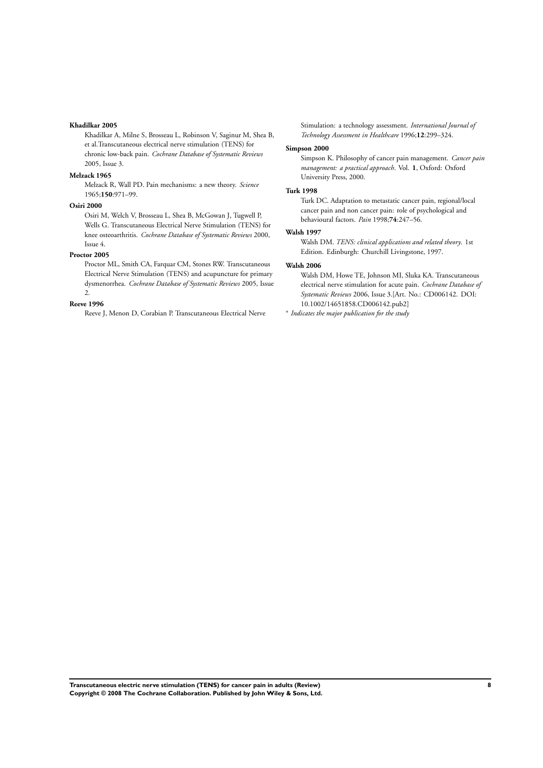**Khadilkar 2005**

Khadilkar A, Milne S, Brosseau L, Robinson V, Saginur M, Shea B, et al.Transcutaneous electrical nerve stimulation (TENS) for chronic low-back pain. *Cochrane Database of Systematic Reviews* 2005, Issue 3.

**Melzack 1965**

Melzack R, Wall PD. Pain mechanisms: a new theory. *Science* 1965;**150**:971–99.

**Osiri 2000**

Osiri M, Welch V, Brosseau L, Shea B, McGowan J, Tugwell P, Wells G. Transcutaneous Electrical Nerve Stimulation (TENS) for knee osteoarthritis. *Cochrane Database of Systematic Reviews* 2000, Issue 4.

**Proctor 2005**

Proctor ML, Smith CA, Farquar CM, Stones RW. Transcutaneous Electrical Nerve Stimulation (TENS) and acupuncture for primary dysmenorrhea. *Cochrane Database of Systematic Reviews* 2005, Issue 2.

**Reeve 1996**

Reeve J, Menon D, Corabian P. Transcutaneous Electrical Nerve Stimulation: a technology assessment. *International Journal of Technology Assessment in Healthcare* 1996;**12**:299–324.

**Simpson 2000**

Simpson K. Philosophy of cancer pain management. *Cancer pain management: a practical approach*. Vol. **1**, Oxford: Oxford University Press, 2000.

**Turk 1998**

Turk DC. Adaptation to metastatic cancer pain, regional/local cancer pain and non cancer pain: role of psychological and behavioural factors. *Pain* 1998;**74**:247–56.

**Walsh 1997**

Walsh DM. *TENS: clinical applications and related theory*. 1st Edition. Edinburgh: Churchill Livingstone, 1997.

**Walsh 2006**

Walsh DM, Howe TE, Johnson MI, Sluka KA. Transcutaneous electrical nerve stimulation for acute pain. *Cochrane Database of Systematic Reviews* 2006, Issue 3.[Art. No.: CD006142. DOI: 10.1002/14651858.CD006142.pub2]

* *Indicates the major publication for the study*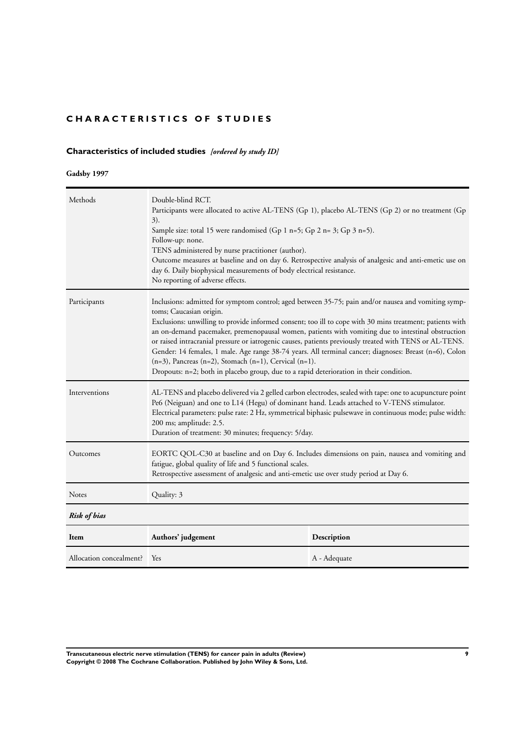# CHARACTERISTICS OF STUDIES

## Characteristics of included studies *[ordered by study ID]*

### Gadsby 1997

| | |
|---|---|
| Methods | Double-blind RCT.<br>Participants were allocated to active AL-TENS (Gp 1), placebo AL-TENS (Gp 2) or no treatment (Gp 3).<br>Sample size: total 15 were randomised (Gp 1 n=5; Gp 2 n= 3; Gp 3 n=5).<br>Follow-up: none.<br>TENS administered by nurse practitioner (author).<br>Outcome measures at baseline and on day 6. Retrospective analysis of analgesic and anti-emetic use on day 6. Daily biophysical measurements of body electrical resistance.<br>No reporting of adverse effects. |
| Participants | Inclusions: admitted for symptom control; aged between 35-75; pain and/or nausea and vomiting symptoms; Caucasian origin.<br>Exclusions: unwilling to provide informed consent; too ill to cope with 30 mins treatment; patients with an on-demand pacemaker, premenopausal women, patients with vomiting due to intestinal obstruction or raised intracranial pressure or iatrogenic causes, patients previously treated with TENS or AL-TENS.<br>Gender: 14 females, 1 male. Age range 38-74 years. All terminal cancer; diagnoses: Breast (n=6), Colon (n=3), Pancreas (n=2), Stomach (n=1), Cervical (n=1).<br>Dropouts: n=2; both in placebo group, due to a rapid deterioration in their condition. |
| Interventions | AL-TENS and placebo delivered via 2 gelled carbon electrodes, sealed with tape: one to acupuncture point Pe6 (Neiguan) and one to L14 (Hegu) of dominant hand. Leads attached to V-TENS stimulator.<br>Electrical parameters: pulse rate: 2 Hz, symmetrical biphasic pulsewave in continuous mode; pulse width: 200 ms; amplitude: 2.5.<br>Duration of treatment: 30 minutes; frequency: 5/day. |
| Outcomes | EORTC QOL-C30 at baseline and on Day 6. Includes dimensions on pain, nausea and vomiting and fatigue, global quality of life and 5 functional scales.<br>Retrospective assessment of analgesic and anti-emetic use over study period at Day 6. |
| Notes | Quality: 3 |

***Risk of bias***

| Item | Authors' judgement | Description |
|---|---|---|
| Allocation concealment? | Yes | A - Adequate |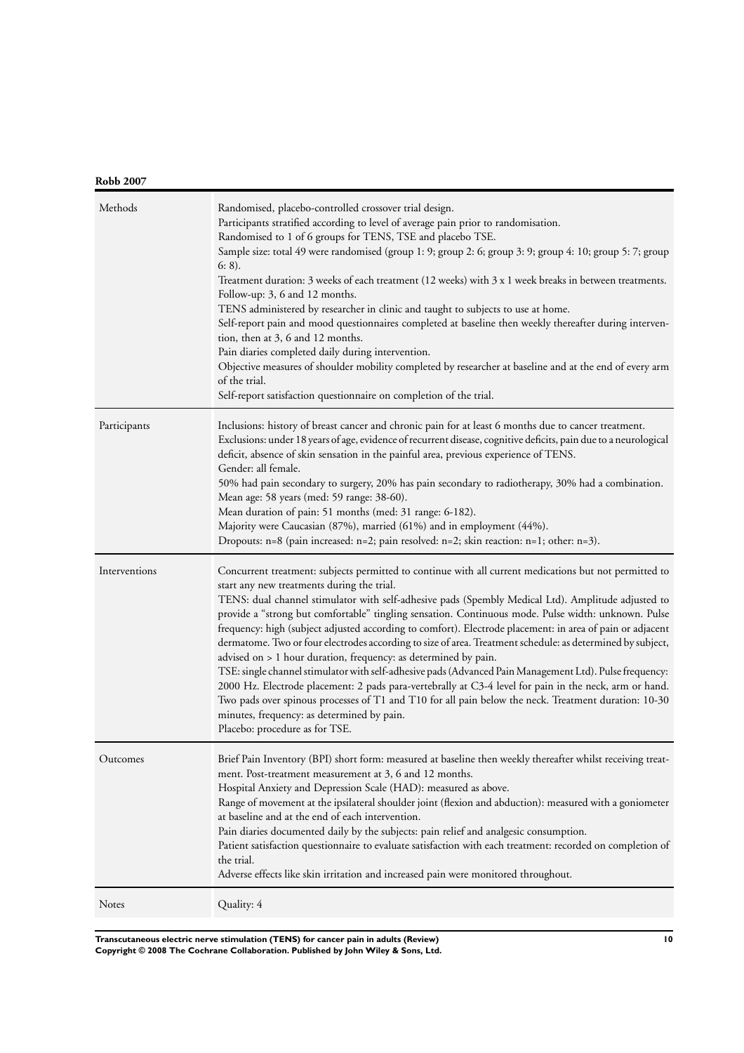**Robb 2007**

| | |
|---|---|
| Methods | Randomised, placebo-controlled crossover trial design.<br>Participants stratified according to level of average pain prior to randomisation.<br>Randomised to 1 of 6 groups for TENS, TSE and placebo TSE.<br>Sample size: total 49 were randomised (group 1: 9; group 2: 6; group 3: 9; group 4: 10; group 5: 7; group 6: 8).<br>Treatment duration: 3 weeks of each treatment (12 weeks) with 3 x 1 week breaks in between treatments.<br>Follow-up: 3, 6 and 12 months.<br>TENS administered by researcher in clinic and taught to subjects to use at home.<br>Self-report pain and mood questionnaires completed at baseline then weekly thereafter during intervention, then at 3, 6 and 12 months.<br>Pain diaries completed daily during intervention.<br>Objective measures of shoulder mobility completed by researcher at baseline and at the end of every arm of the trial.<br>Self-report satisfaction questionnaire on completion of the trial. |
| Participants | Inclusions: history of breast cancer and chronic pain for at least 6 months due to cancer treatment.<br>Exclusions: under 18 years of age, evidence of recurrent disease, cognitive deficits, pain due to a neurological deficit, absence of skin sensation in the painful area, previous experience of TENS.<br>Gender: all female.<br>50% had pain secondary to surgery, 20% has pain secondary to radiotherapy, 30% had a combination.<br>Mean age: 58 years (med: 59 range: 38-60).<br>Mean duration of pain: 51 months (med: 31 range: 6-182).<br>Majority were Caucasian (87%), married (61%) and in employment (44%).<br>Dropouts: n=8 (pain increased: n=2; pain resolved: n=2; skin reaction: n=1; other: n=3). |
| Interventions | Concurrent treatment: subjects permitted to continue with all current medications but not permitted to start any new treatments during the trial.<br>TENS: dual channel stimulator with self-adhesive pads (Spembly Medical Ltd). Amplitude adjusted to provide a "strong but comfortable" tingling sensation. Continuous mode. Pulse width: unknown. Pulse frequency: high (subject adjusted according to comfort). Electrode placement: in area of pain or adjacent dermatome. Two or four electrodes according to size of area. Treatment schedule: as determined by subject, advised on > 1 hour duration, frequency: as determined by pain.<br>TSE: single channel stimulator with self-adhesive pads (Advanced Pain Management Ltd). Pulse frequency: 2000 Hz. Electrode placement: 2 pads para-vertebrally at C3-4 level for pain in the neck, arm or hand. Two pads over spinous processes of T1 and T10 for all pain below the neck. Treatment duration: 10-30 minutes, frequency: as determined by pain.<br>Placebo: procedure as for TSE. |
| Outcomes | Brief Pain Inventory (BPI) short form: measured at baseline then weekly thereafter whilst receiving treatment. Post-treatment measurement at 3, 6 and 12 months.<br>Hospital Anxiety and Depression Scale (HAD): measured as above.<br>Range of movement at the ipsilateral shoulder joint (flexion and abduction): measured with a goniometer at baseline and at the end of each intervention.<br>Pain diaries documented daily by the subjects: pain relief and analgesic consumption.<br>Patient satisfaction questionnaire to evaluate satisfaction with each treatment: recorded on completion of the trial.<br>Adverse effects like skin irritation and increased pain were monitored throughout. |
| Notes | Quality: 4 |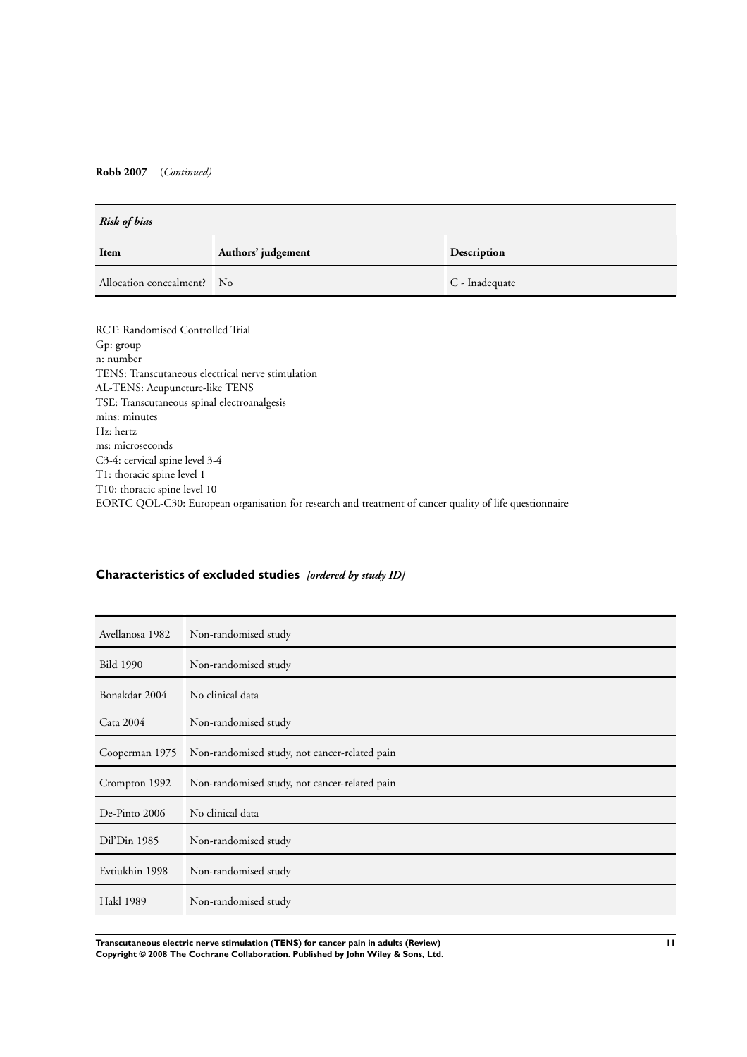**Robb 2007** (*Continued*)

| *Risk of bias* | | |
|---|---|---|
| **Item** | **Authors' judgement** | **Description** |
| Allocation concealment? | No | C - Inadequate |

RCT: Randomised Controlled Trial
Gp: group
n: number
TENS: Transcutaneous electrical nerve stimulation
AL-TENS: Acupuncture-like TENS
TSE: Transcutaneous spinal electroanalgesis
mins: minutes
Hz: hertz
ms: microseconds
C3-4: cervical spine level 3-4
T1: thoracic spine level 1
T10: thoracic spine level 10
EORTC QOL-C30: European organisation for research and treatment of cancer quality of life questionnaire

## Characteristics of excluded studies *[ordered by study ID]*

| | |
|---|---|
| Avellanosa 1982 | Non-randomised study |
| Bild 1990 | Non-randomised study |
| Bonakdar 2004 | No clinical data |
| Cata 2004 | Non-randomised study |
| Cooperman 1975 | Non-randomised study, not cancer-related pain |
| Crompton 1992 | Non-randomised study, not cancer-related pain |
| De-Pinto 2006 | No clinical data |
| Dil'Din 1985 | Non-randomised study |
| Evtiukhin 1998 | Non-randomised study |
| Hakl 1989 | Non-randomised study |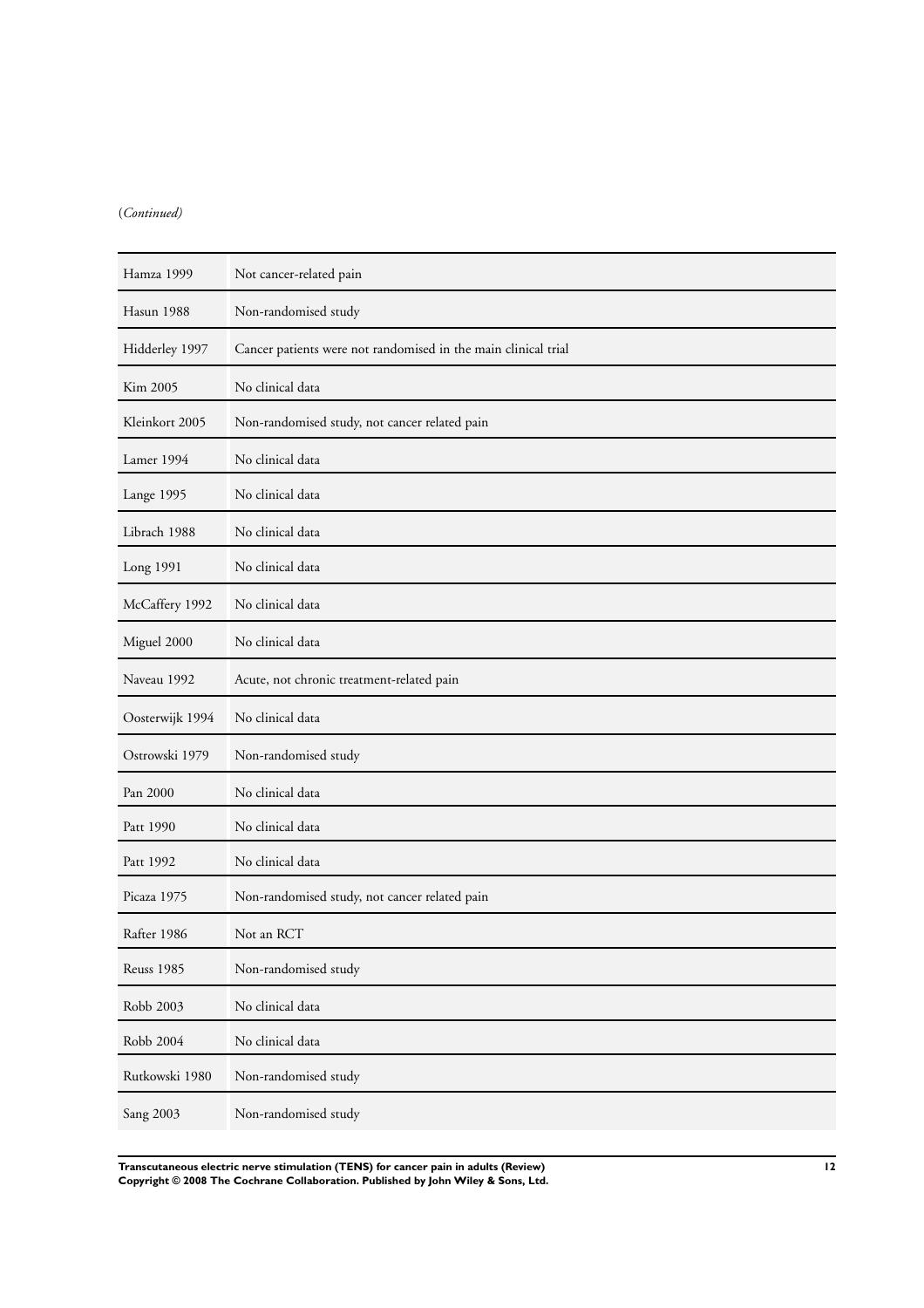(*Continued*)

| | |
|---|---|
| Hamza 1999 | Not cancer-related pain |
| Hasun 1988 | Non-randomised study |
| Hidderley 1997 | Cancer patients were not randomised in the main clinical trial |
| Kim 2005 | No clinical data |
| Kleinkort 2005 | Non-randomised study, not cancer related pain |
| Lamer 1994 | No clinical data |
| Lange 1995 | No clinical data |
| Librach 1988 | No clinical data |
| Long 1991 | No clinical data |
| McCaffery 1992 | No clinical data |
| Miguel 2000 | No clinical data |
| Naveau 1992 | Acute, not chronic treatment-related pain |
| Oosterwijk 1994 | No clinical data |
| Ostrowski 1979 | Non-randomised study |
| Pan 2000 | No clinical data |
| Patt 1990 | No clinical data |
| Patt 1992 | No clinical data |
| Picaza 1975 | Non-randomised study, not cancer related pain |
| Rafter 1986 | Not an RCT |
| Reuss 1985 | Non-randomised study |
| Robb 2003 | No clinical data |
| Robb 2004 | No clinical data |
| Rutkowski 1980 | Non-randomised study |
| Sang 2003 | Non-randomised study |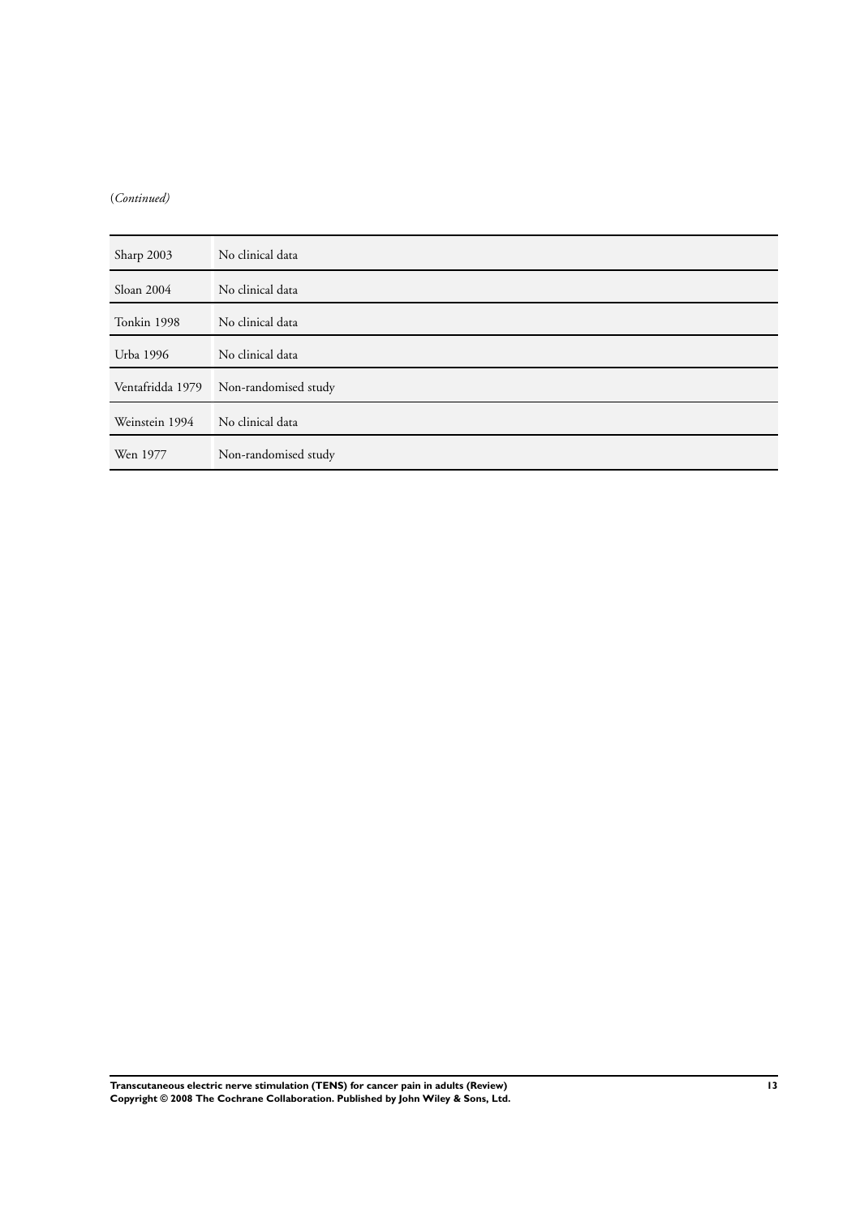(*Continued)*

| Study | Reason for exclusion |
| --- | --- |
| Sharp 2003 | No clinical data |
| Sloan 2004 | No clinical data |
| Tonkin 1998 | No clinical data |
| Urba 1996 | No clinical data |
| Ventafridda 1979 | Non-randomised study |
| Weinstein 1994 | No clinical data |
| Wen 1977 | Non-randomised study |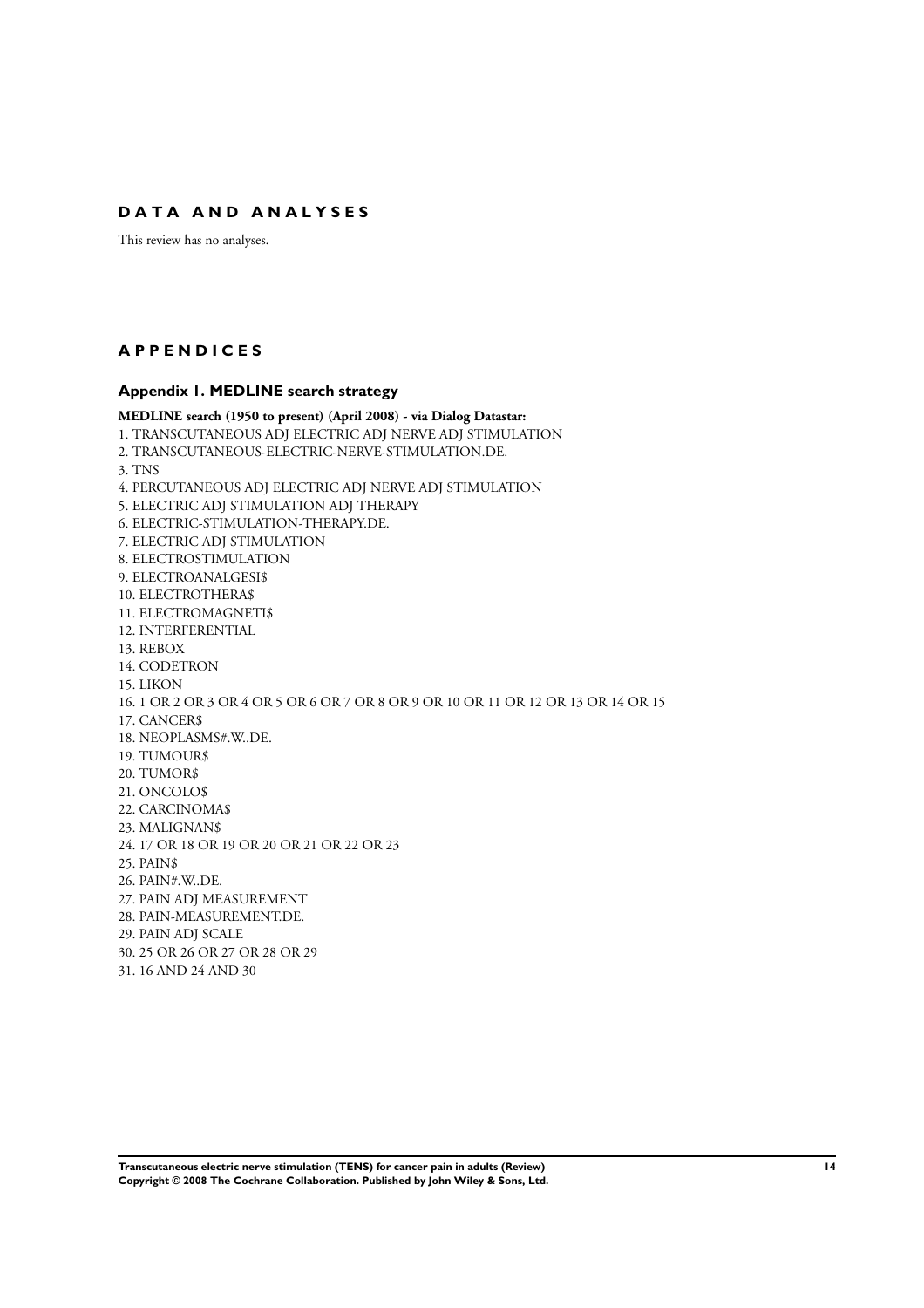## DATA AND ANALYSES

This review has no analyses.

## APPENDICES

### Appendix 1. MEDLINE search strategy

**MEDLINE search (1950 to present) (April 2008) - via Dialog Datastar:**

1. TRANSCUTANEOUS ADJ ELECTRIC ADJ NERVE ADJ STIMULATION
2. TRANSCUTANEOUS-ELECTRIC-NERVE-STIMULATION.DE.
3. TNS
4. PERCUTANEOUS ADJ ELECTRIC ADJ NERVE ADJ STIMULATION
5. ELECTRIC ADJ STIMULATION ADJ THERAPY
6. ELECTRIC-STIMULATION-THERAPY.DE.
7. ELECTRIC ADJ STIMULATION
8. ELECTROSTIMULATION
9. ELECTROANALGESI$
10. ELECTROTHERA$
11. ELECTROMAGNETI$
12. INTERFERENTIAL
13. REBOX
14. CODETRON
15. LIKON
16. 1 OR 2 OR 3 OR 4 OR 5 OR 6 OR 7 OR 8 OR 9 OR 10 OR 11 OR 12 OR 13 OR 14 OR 15
17. CANCER$
18. NEOPLASMS#.W..DE.
19. TUMOUR$
20. TUMOR$
21. ONCOLO$
22. CARCINOMA$
23. MALIGNAN$
24. 17 OR 18 OR 19 OR 20 OR 21 OR 22 OR 23
25. PAIN$
26. PAIN#.W..DE.
27. PAIN ADJ MEASUREMENT
28. PAIN-MEASUREMENT.DE.
29. PAIN ADJ SCALE
30. 25 OR 26 OR 27 OR 28 OR 29
31. 16 AND 24 AND 30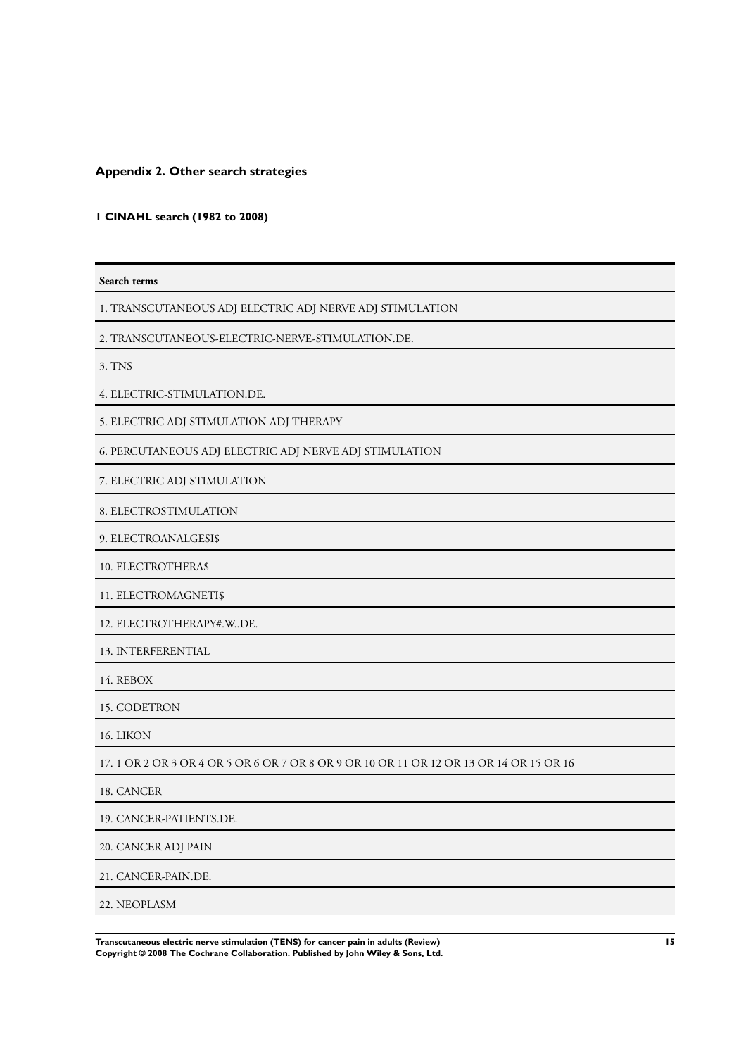## Appendix 2. Other search strategies

### 1 CINAHL search (1982 to 2008)

| Search terms |
|---|
| 1. TRANSCUTANEOUS ADJ ELECTRIC ADJ NERVE ADJ STIMULATION |
| 2. TRANSCUTANEOUS-ELECTRIC-NERVE-STIMULATION.DE. |
| 3. TNS |
| 4. ELECTRIC-STIMULATION.DE. |
| 5. ELECTRIC ADJ STIMULATION ADJ THERAPY |
| 6. PERCUTANEOUS ADJ ELECTRIC ADJ NERVE ADJ STIMULATION |
| 7. ELECTRIC ADJ STIMULATION |
| 8. ELECTROSTIMULATION |
| 9. ELECTROANALGESI$ |
| 10. ELECTROTHERA$ |
| 11. ELECTROMAGNETI$ |
| 12. ELECTROTHERAPY#.W..DE. |
| 13. INTERFERENTIAL |
| 14. REBOX |
| 15. CODETRON |
| 16. LIKON |
| 17. 1 OR 2 OR 3 OR 4 OR 5 OR 6 OR 7 OR 8 OR 9 OR 10 OR 11 OR 12 OR 13 OR 14 OR 15 OR 16 |
| 18. CANCER |
| 19. CANCER-PATIENTS.DE. |
| 20. CANCER ADJ PAIN |
| 21. CANCER-PAIN.DE. |
| 22. NEOPLASM |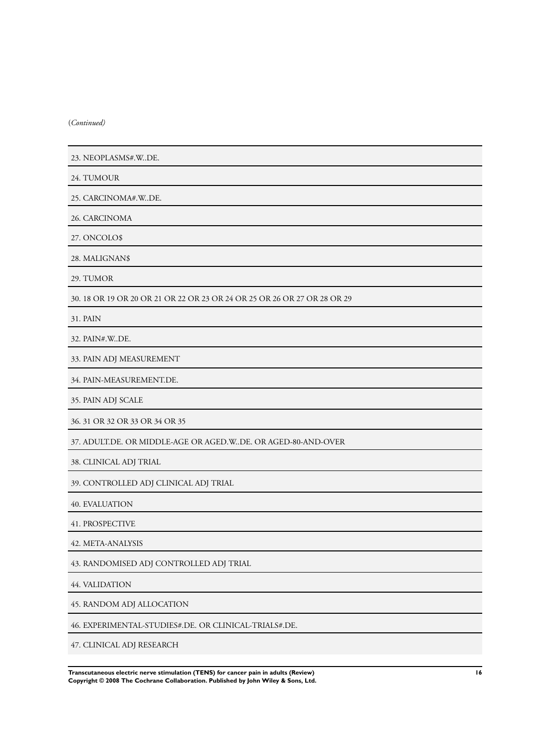(*Continued*)

| |
|---|
| 23. NEOPLASMS#.W..DE. |
| 24. TUMOUR |
| 25. CARCINOMA#.W..DE. |
| 26. CARCINOMA |
| 27. ONCOLO$ |
| 28. MALIGNAN$ |
| 29. TUMOR |
| 30. 18 OR 19 OR 20 OR 21 OR 22 OR 23 OR 24 OR 25 OR 26 OR 27 OR 28 OR 29 |
| 31. PAIN |
| 32. PAIN#.W..DE. |
| 33. PAIN ADJ MEASUREMENT |
| 34. PAIN-MEASUREMENT.DE. |
| 35. PAIN ADJ SCALE |
| 36. 31 OR 32 OR 33 OR 34 OR 35 |
| 37. ADULT.DE. OR MIDDLE-AGE OR AGED.W..DE. OR AGED-80-AND-OVER |
| 38. CLINICAL ADJ TRIAL |
| 39. CONTROLLED ADJ CLINICAL ADJ TRIAL |
| 40. EVALUATION |
| 41. PROSPECTIVE |
| 42. META-ANALYSIS |
| 43. RANDOMISED ADJ CONTROLLED ADJ TRIAL |
| 44. VALIDATION |
| 45. RANDOM ADJ ALLOCATION |
| 46. EXPERIMENTAL-STUDIES#.DE. OR CLINICAL-TRIALS#.DE. |
| 47. CLINICAL ADJ RESEARCH |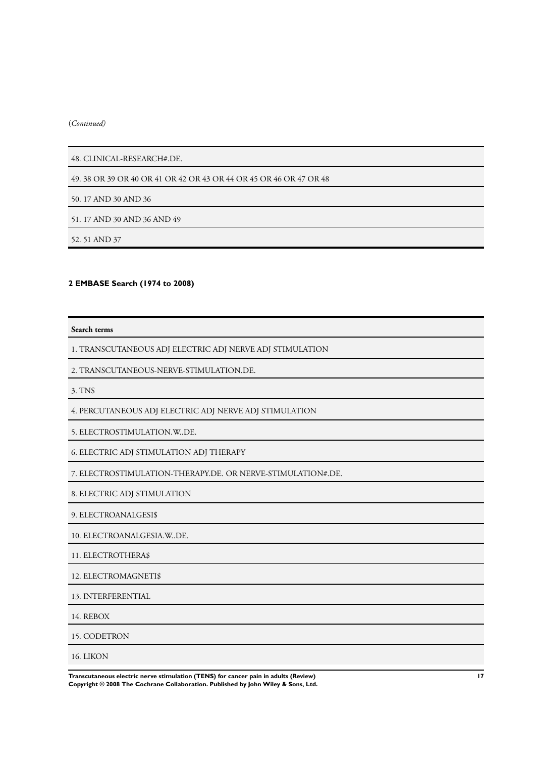(*Continued*)

| |
|---|
| 48. CLINICAL-RESEARCH#.DE. |
| 49. 38 OR 39 OR 40 OR 41 OR 42 OR 43 OR 44 OR 45 OR 46 OR 47 OR 48 |
| 50. 17 AND 30 AND 36 |
| 51. 17 AND 30 AND 36 AND 49 |
| 52. 51 AND 37 |

### 2 EMBASE Search (1974 to 2008)

| Search terms |
|---|
| 1. TRANSCUTANEOUS ADJ ELECTRIC ADJ NERVE ADJ STIMULATION |
| 2. TRANSCUTANEOUS-NERVE-STIMULATION.DE. |
| 3. TNS |
| 4. PERCUTANEOUS ADJ ELECTRIC ADJ NERVE ADJ STIMULATION |
| 5. ELECTROSTIMULATION.W..DE. |
| 6. ELECTRIC ADJ STIMULATION ADJ THERAPY |
| 7. ELECTROSTIMULATION-THERAPY.DE. OR NERVE-STIMULATION#.DE. |
| 8. ELECTRIC ADJ STIMULATION |
| 9. ELECTROANALGESI$ |
| 10. ELECTROANALGESIA.W..DE. |
| 11. ELECTROTHERA$ |
| 12. ELECTROMAGNETI$ |
| 13. INTERFERENTIAL |
| 14. REBOX |
| 15. CODETRON |
| 16. LIKON |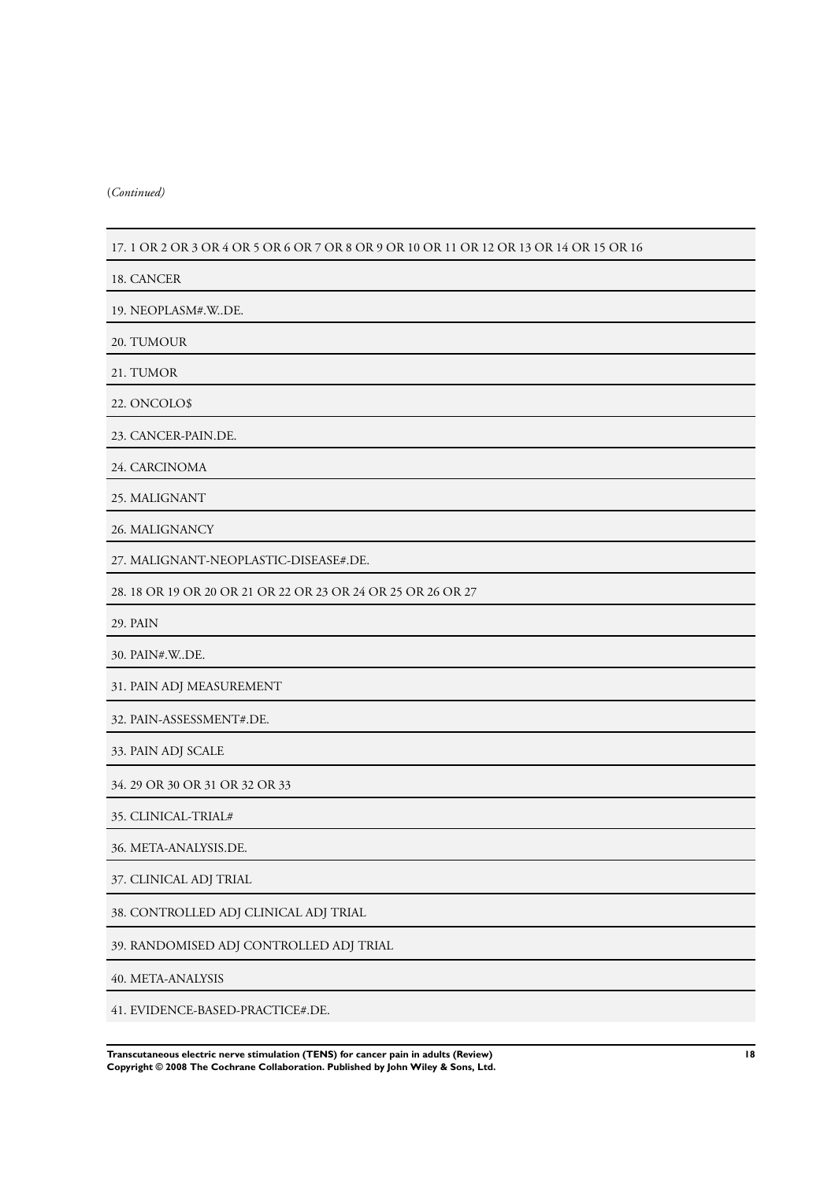(*Continued*)

| |
|---|
| 17. 1 OR 2 OR 3 OR 4 OR 5 OR 6 OR 7 OR 8 OR 9 OR 10 OR 11 OR 12 OR 13 OR 14 OR 15 OR 16 |
| 18. CANCER |
| 19. NEOPLASM#.W..DE. |
| 20. TUMOUR |
| 21. TUMOR |
| 22. ONCOLO$ |
| 23. CANCER-PAIN.DE. |
| 24. CARCINOMA |
| 25. MALIGNANT |
| 26. MALIGNANCY |
| 27. MALIGNANT-NEOPLASTIC-DISEASE#.DE. |
| 28. 18 OR 19 OR 20 OR 21 OR 22 OR 23 OR 24 OR 25 OR 26 OR 27 |
| 29. PAIN |
| 30. PAIN#.W..DE. |
| 31. PAIN ADJ MEASUREMENT |
| 32. PAIN-ASSESSMENT#.DE. |
| 33. PAIN ADJ SCALE |
| 34. 29 OR 30 OR 31 OR 32 OR 33 |
| 35. CLINICAL-TRIAL# |
| 36. META-ANALYSIS.DE. |
| 37. CLINICAL ADJ TRIAL |
| 38. CONTROLLED ADJ CLINICAL ADJ TRIAL |
| 39. RANDOMISED ADJ CONTROLLED ADJ TRIAL |
| 40. META-ANALYSIS |
| 41. EVIDENCE-BASED-PRACTICE#.DE. |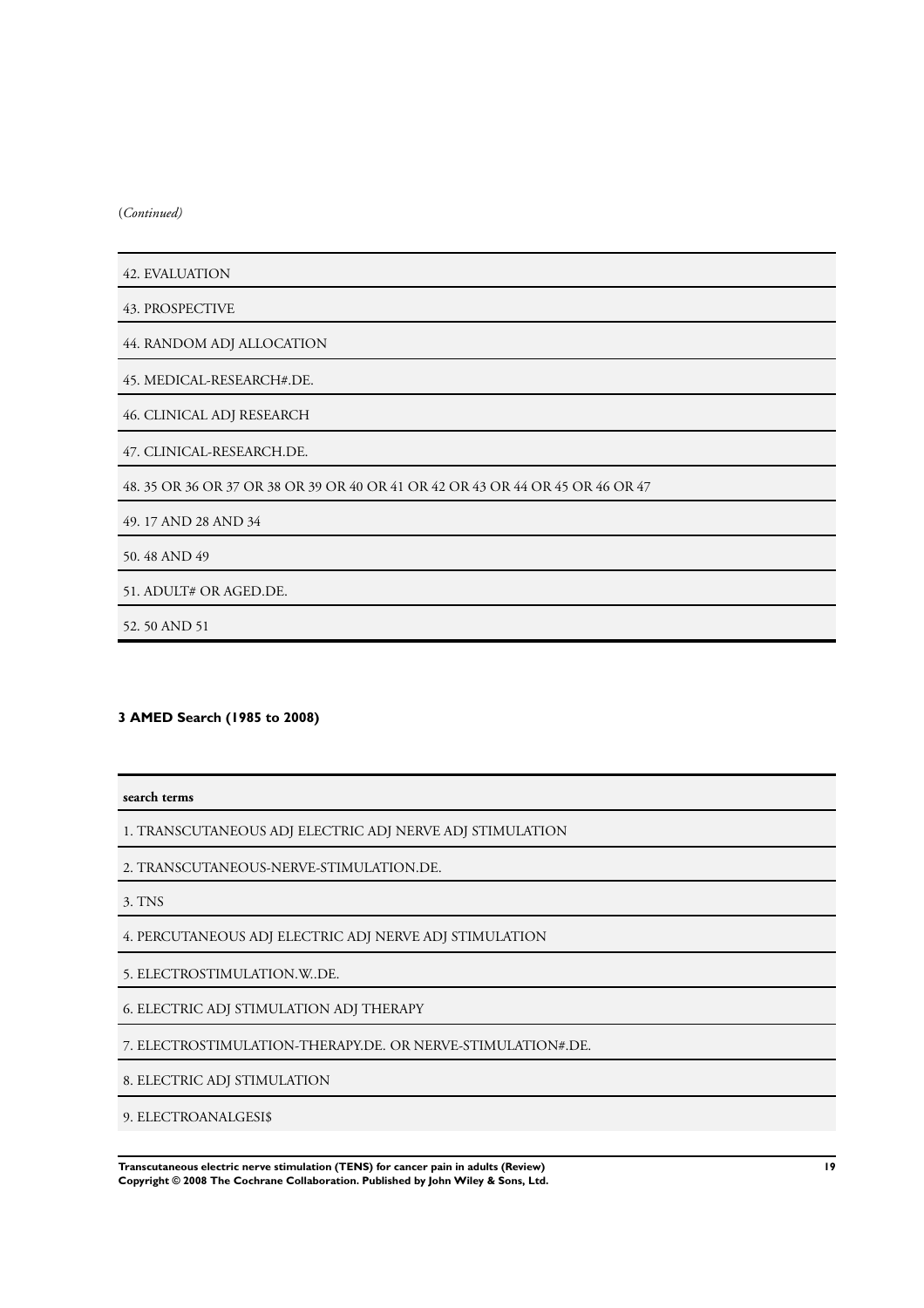(*Continued)*

| |
|---|
| 42. EVALUATION |
| 43. PROSPECTIVE |
| 44. RANDOM ADJ ALLOCATION |
| 45. MEDICAL-RESEARCH#.DE. |
| 46. CLINICAL ADJ RESEARCH |
| 47. CLINICAL-RESEARCH.DE. |
| 48. 35 OR 36 OR 37 OR 38 OR 39 OR 40 OR 41 OR 42 OR 43 OR 44 OR 45 OR 46 OR 47 |
| 49. 17 AND 28 AND 34 |
| 50. 48 AND 49 |
| 51. ADULT# OR AGED.DE. |
| 52. 50 AND 51 |

### 3 AMED Search (1985 to 2008)

| **search terms** |
|---|
| 1. TRANSCUTANEOUS ADJ ELECTRIC ADJ NERVE ADJ STIMULATION |
| 2. TRANSCUTANEOUS-NERVE-STIMULATION.DE. |
| 3. TNS |
| 4. PERCUTANEOUS ADJ ELECTRIC ADJ NERVE ADJ STIMULATION |
| 5. ELECTROSTIMULATION.W..DE. |
| 6. ELECTRIC ADJ STIMULATION ADJ THERAPY |
| 7. ELECTROSTIMULATION-THERAPY.DE. OR NERVE-STIMULATION#.DE. |
| 8. ELECTRIC ADJ STIMULATION |
| 9. ELECTROANALGESI$ |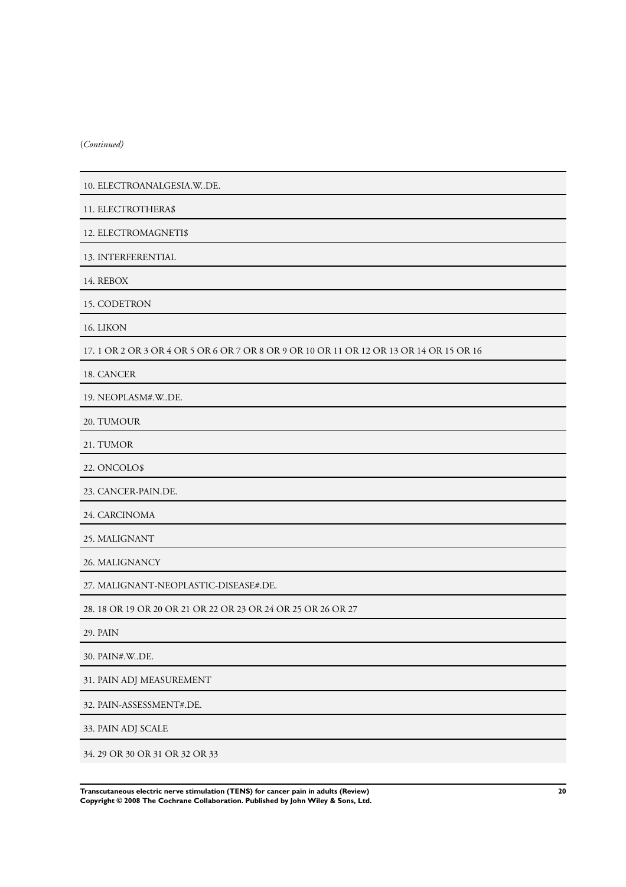(*Continued*)

| |
|---|
| 10. ELECTROANALGESIA.W..DE. |
| 11. ELECTROTHERA$ |
| 12. ELECTROMAGNETI$ |
| 13. INTERFERENTIAL |
| 14. REBOX |
| 15. CODETRON |
| 16. LIKON |
| 17. 1 OR 2 OR 3 OR 4 OR 5 OR 6 OR 7 OR 8 OR 9 OR 10 OR 11 OR 12 OR 13 OR 14 OR 15 OR 16 |
| 18. CANCER |
| 19. NEOPLASM#.W..DE. |
| 20. TUMOUR |
| 21. TUMOR |
| 22. ONCOLO$ |
| 23. CANCER-PAIN.DE. |
| 24. CARCINOMA |
| 25. MALIGNANT |
| 26. MALIGNANCY |
| 27. MALIGNANT-NEOPLASTIC-DISEASE#.DE. |
| 28. 18 OR 19 OR 20 OR 21 OR 22 OR 23 OR 24 OR 25 OR 26 OR 27 |
| 29. PAIN |
| 30. PAIN#.W..DE. |
| 31. PAIN ADJ MEASUREMENT |
| 32. PAIN-ASSESSMENT#.DE. |
| 33. PAIN ADJ SCALE |
| 34. 29 OR 30 OR 31 OR 32 OR 33 |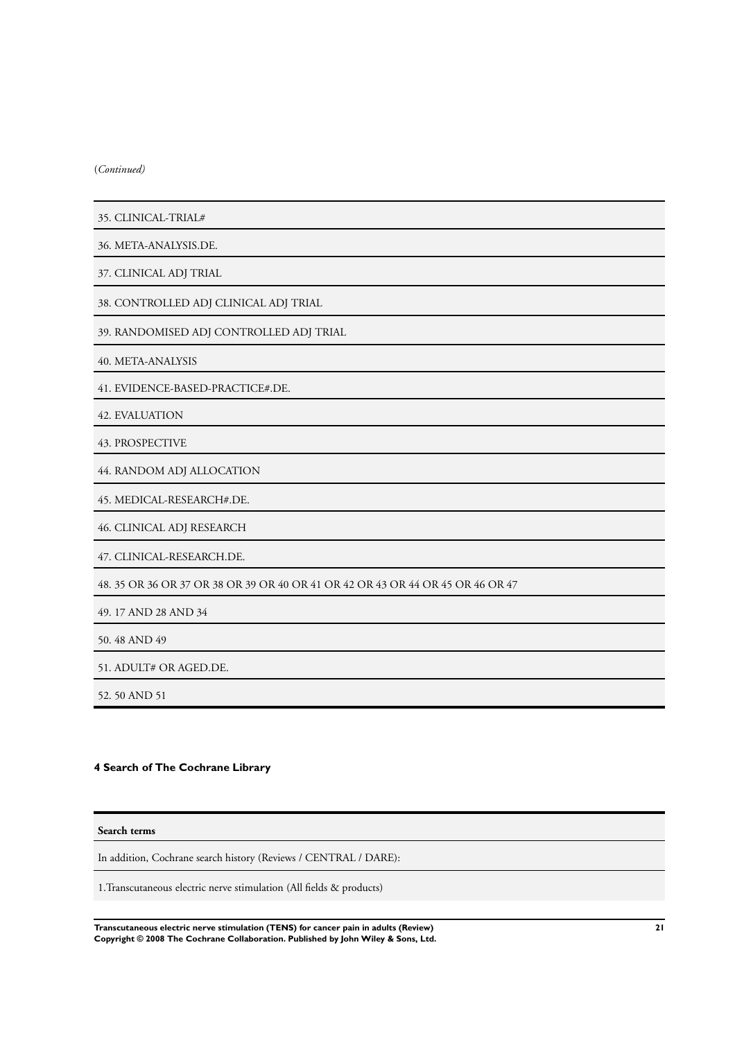(*Continued*)

| |
|---|
| 35. CLINICAL-TRIAL# |
| 36. META-ANALYSIS.DE. |
| 37. CLINICAL ADJ TRIAL |
| 38. CONTROLLED ADJ CLINICAL ADJ TRIAL |
| 39. RANDOMISED ADJ CONTROLLED ADJ TRIAL |
| 40. META-ANALYSIS |
| 41. EVIDENCE-BASED-PRACTICE#.DE. |
| 42. EVALUATION |
| 43. PROSPECTIVE |
| 44. RANDOM ADJ ALLOCATION |
| 45. MEDICAL-RESEARCH#.DE. |
| 46. CLINICAL ADJ RESEARCH |
| 47. CLINICAL-RESEARCH.DE. |
| 48. 35 OR 36 OR 37 OR 38 OR 39 OR 40 OR 41 OR 42 OR 43 OR 44 OR 45 OR 46 OR 47 |
| 49. 17 AND 28 AND 34 |
| 50. 48 AND 49 |
| 51. ADULT# OR AGED.DE. |
| 52. 50 AND 51 |

**4 Search of The Cochrane Library**

| **Search terms** |
|---|
| In addition, Cochrane search history (Reviews / CENTRAL / DARE): |
| 1.Transcutaneous electric nerve stimulation (All fields & products) |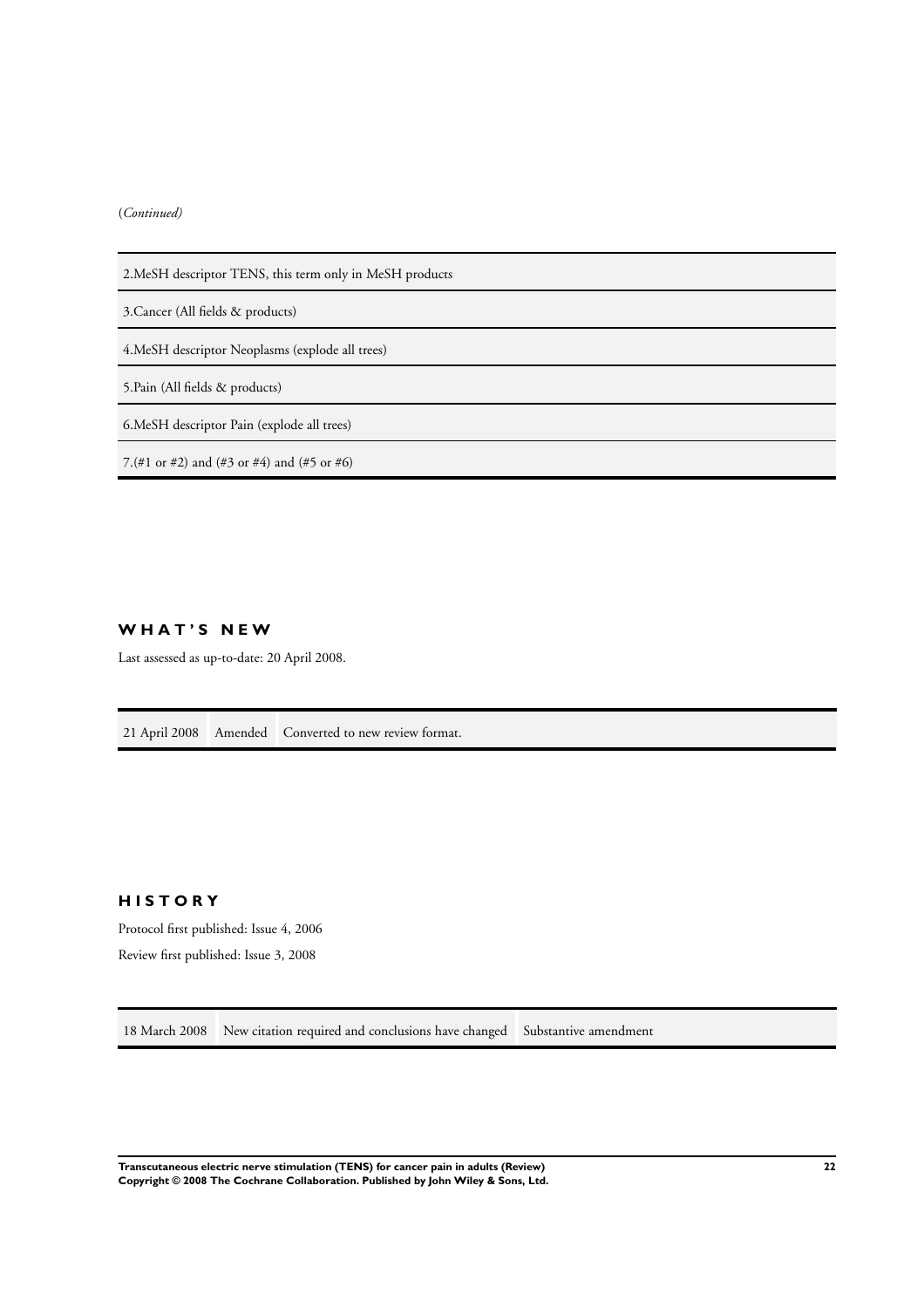(*Continued)*

| |
|---|
| 2.MeSH descriptor TENS, this term only in MeSH products |
| 3.Cancer (All fields & products) |
| 4.MeSH descriptor Neoplasms (explode all trees) |
| 5.Pain (All fields & products) |
| 6.MeSH descriptor Pain (explode all trees) |
| 7.(#1 or #2) and (#3 or #4) and (#5 or #6) |

## WHAT'S NEW

Last assessed as up-to-date: 20 April 2008.

| | | |
|---|---|---|
| 21 April 2008 | Amended | Converted to new review format. |

## HISTORY

Protocol first published: Issue 4, 2006

Review first published: Issue 3, 2008

| | | |
|---|---|---|
| 18 March 2008 | New citation required and conclusions have changed | Substantive amendment |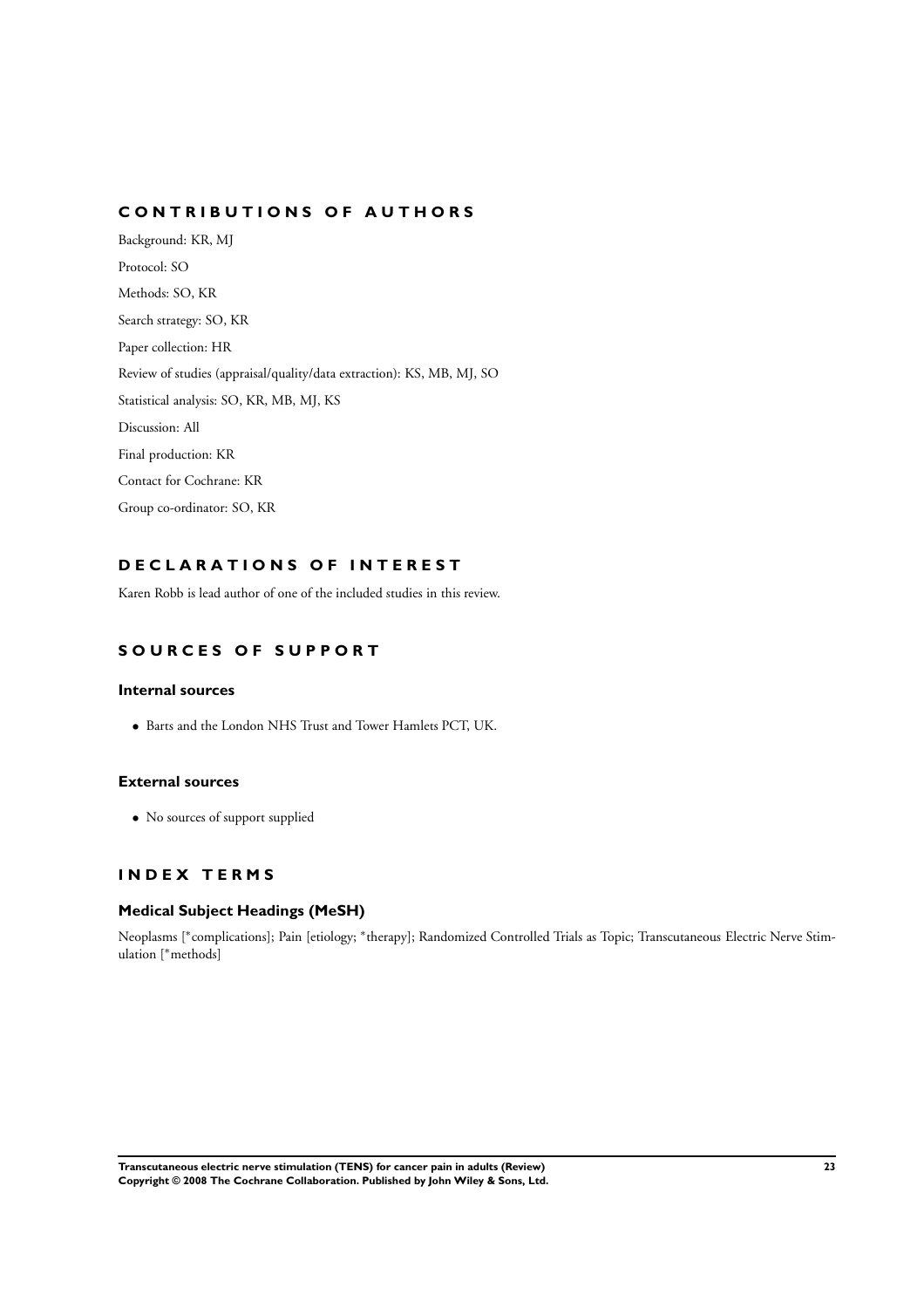# CONTRIBUTIONS OF AUTHORS

Background: KR, MJ

Protocol: SO

Methods: SO, KR

Search strategy: SO, KR

Paper collection: HR

Review of studies (appraisal/quality/data extraction): KS, MB, MJ, SO

Statistical analysis: SO, KR, MB, MJ, KS

Discussion: All

Final production: KR

Contact for Cochrane: KR

Group co-ordinator: SO, KR

# DECLARATIONS OF INTEREST

Karen Robb is lead author of one of the included studies in this review.

# SOURCES OF SUPPORT

## Internal sources

- Barts and the London NHS Trust and Tower Hamlets PCT, UK.

## External sources

- No sources of support supplied

# INDEX TERMS

## Medical Subject Headings (MeSH)

Neoplasms [*complications]; Pain [etiology; *therapy]; Randomized Controlled Trials as Topic; Transcutaneous Electric Nerve Stimulation [*methods]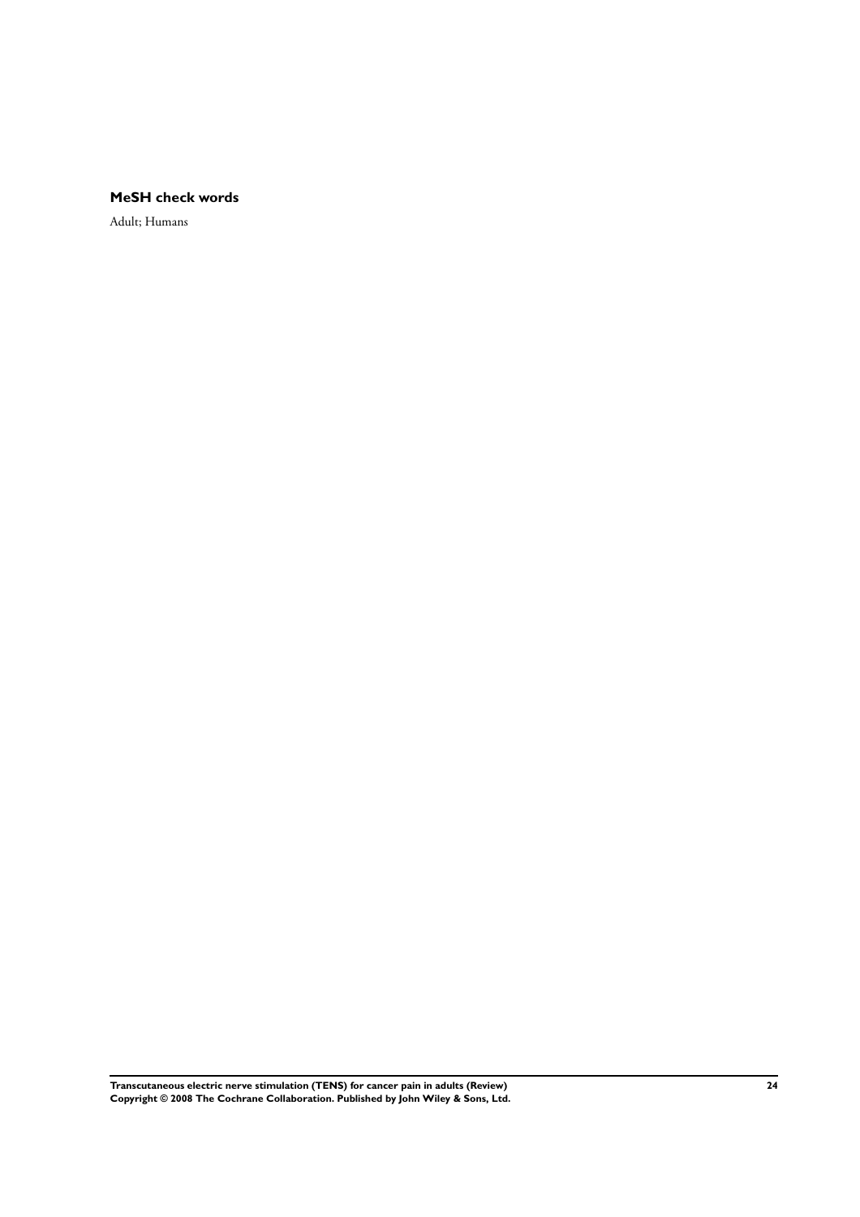### MeSH check words

Adult; Humans